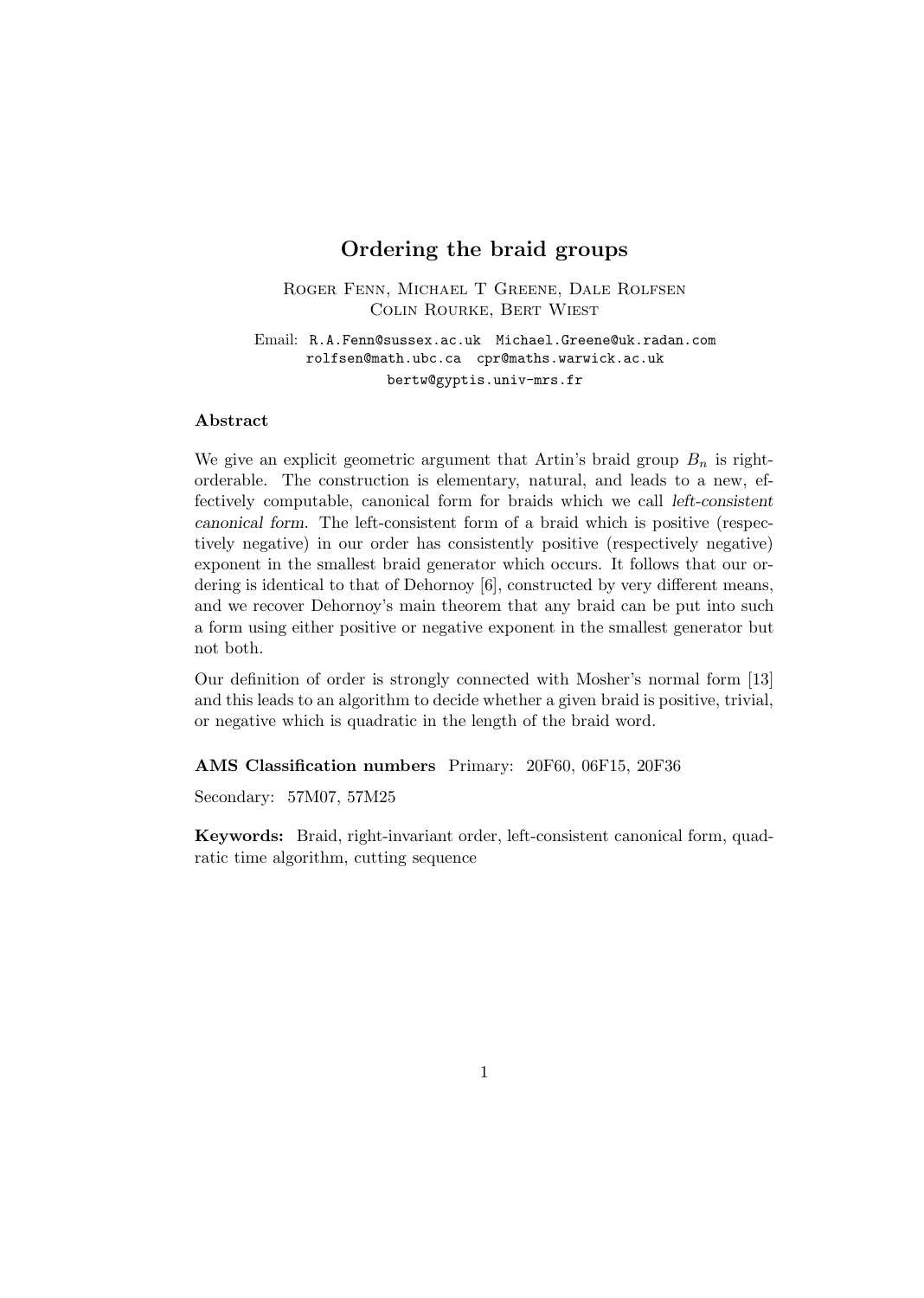# Ordering the braid groups

Roger Fenn, Michael T Greene, Dale Rolfsen
Colin Rourke, Bert Wiest

Email: R.A.Fenn@sussex.ac.uk Michael.Greene@uk.radan.com
rolfsen@math.ubc.ca cpr@maths.warwick.ac.uk
bertw@gyptis.univ-mrs.fr

**Abstract**

We give an explicit geometric argument that Artin's braid group $B_n$ is right-orderable. The construction is elementary, natural, and leads to a new, effectively computable, canonical form for braids which we call *left-consistent canonical form*. The left-consistent form of a braid which is positive (respectively negative) in our order has consistently positive (respectively negative) exponent in the smallest braid generator which occurs. It follows that our ordering is identical to that of Dehornoy [6], constructed by very different means, and we recover Dehornoy's main theorem that any braid can be put into such a form using either positive or negative exponent in the smallest generator but not both.

Our definition of order is strongly connected with Mosher's normal form [13] and this leads to an algorithm to decide whether a given braid is positive, trivial, or negative which is quadratic in the length of the braid word.

**AMS Classification numbers** Primary: 20F60, 06F15, 20F36

Secondary: 57M07, 57M25

**Keywords:** Braid, right-invariant order, left-consistent canonical form, quadratic time algorithm, cutting sequence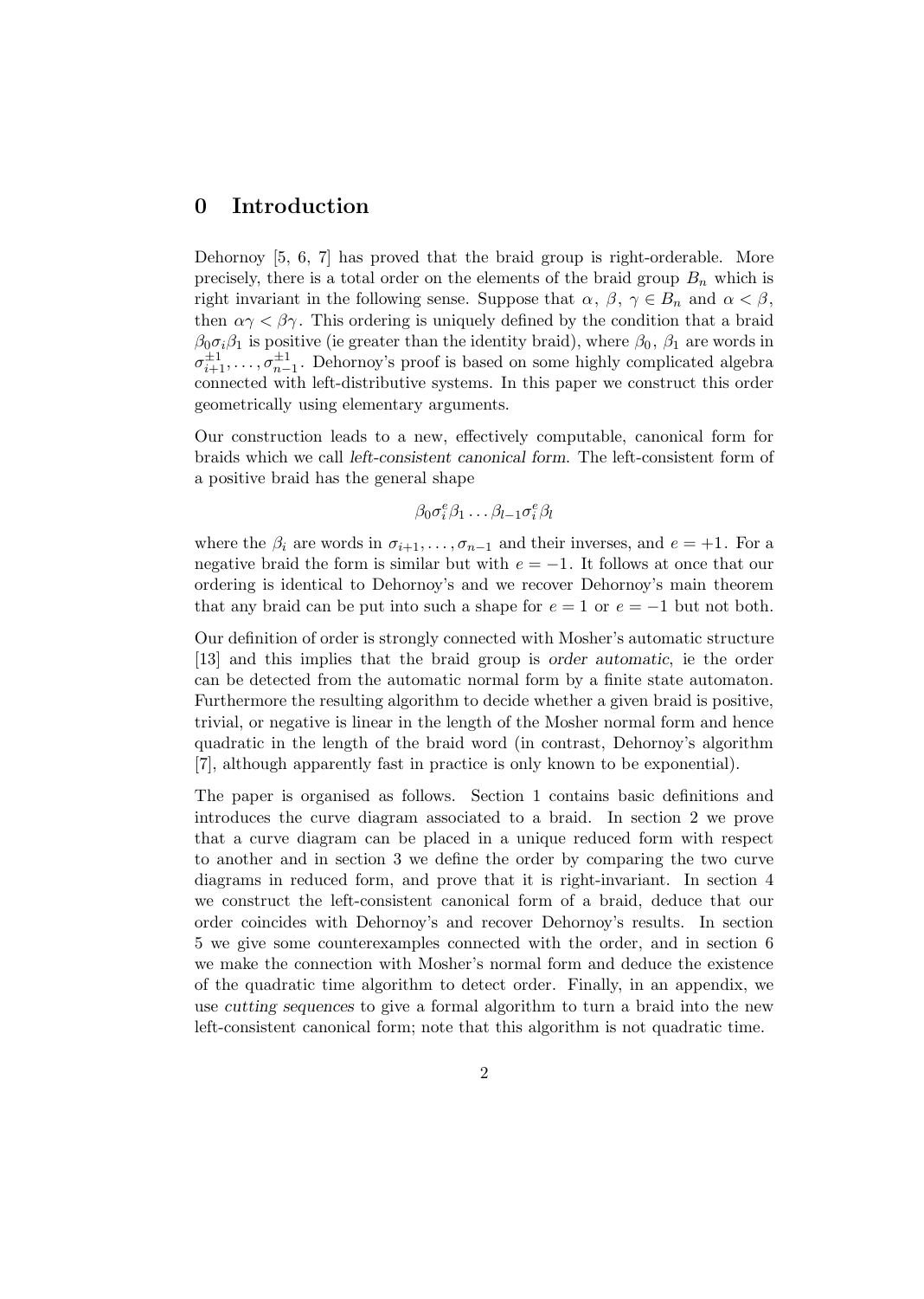# 0 Introduction

Dehornoy [5, 6, 7] has proved that the braid group is right-orderable. More precisely, there is a total order on the elements of the braid group $B_n$ which is right invariant in the following sense. Suppose that $\alpha$, $\beta$, $\gamma \in B_n$ and $\alpha < \beta$, then $\alpha\gamma < \beta\gamma$. This ordering is uniquely defined by the condition that a braid $\beta_0\sigma_i\beta_1$ is positive (ie greater than the identity braid), where $\beta_0$, $\beta_1$ are words in $\sigma_{i+1}^{\pm 1}, \ldots, \sigma_{n-1}^{\pm 1}$. Dehornoy's proof is based on some highly complicated algebra connected with left-distributive systems. In this paper we construct this order geometrically using elementary arguments.

Our construction leads to a new, effectively computable, canonical form for braids which we call *left-consistent canonical form*. The left-consistent form of a positive braid has the general shape

$$\beta_0\sigma_i^e\beta_1 \ldots \beta_{l-1}\sigma_i^e\beta_l$$

where the $\beta_i$ are words in $\sigma_{i+1}, \ldots, \sigma_{n-1}$ and their inverses, and $e = +1$. For a negative braid the form is similar but with $e = -1$. It follows at once that our ordering is identical to Dehornoy's and we recover Dehornoy's main theorem that any braid can be put into such a shape for $e = 1$ or $e = -1$ but not both.

Our definition of order is strongly connected with Mosher's automatic structure [13] and this implies that the braid group is *order automatic*, ie the order can be detected from the automatic normal form by a finite state automaton. Furthermore the resulting algorithm to decide whether a given braid is positive, trivial, or negative is linear in the length of the Mosher normal form and hence quadratic in the length of the braid word (in contrast, Dehornoy's algorithm [7], although apparently fast in practice is only known to be exponential).

The paper is organised as follows. Section 1 contains basic definitions and introduces the curve diagram associated to a braid. In section 2 we prove that a curve diagram can be placed in a unique reduced form with respect to another and in section 3 we define the order by comparing the two curve diagrams in reduced form, and prove that it is right-invariant. In section 4 we construct the left-consistent canonical form of a braid, deduce that our order coincides with Dehornoy's and recover Dehornoy's results. In section 5 we give some counterexamples connected with the order, and in section 6 we make the connection with Mosher's normal form and deduce the existence of the quadratic time algorithm to detect order. Finally, in an appendix, we use *cutting sequences* to give a formal algorithm to turn a braid into the new left-consistent canonical form; note that this algorithm is not quadratic time.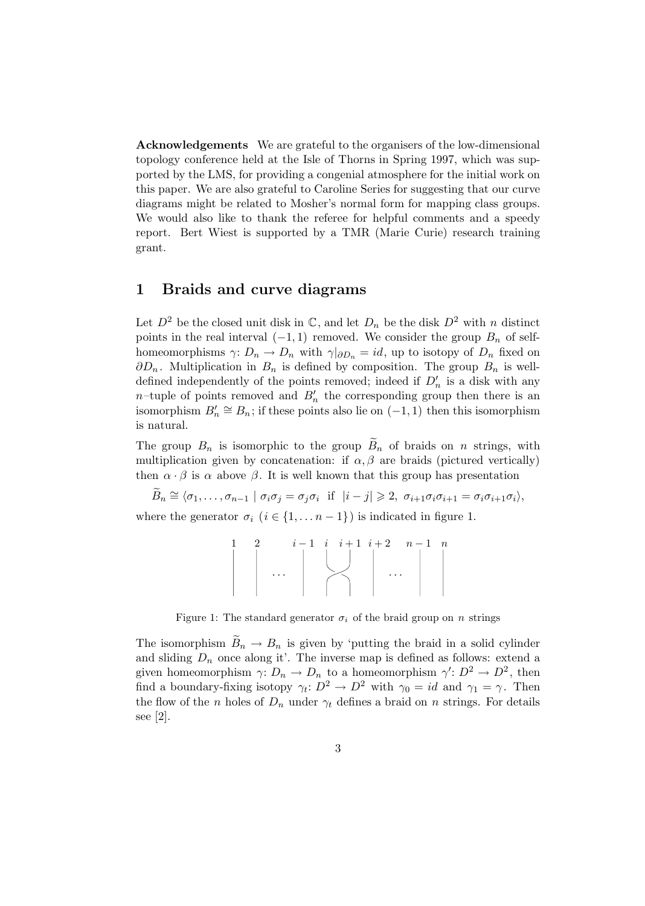**Acknowledgements** We are grateful to the organisers of the low-dimensional topology conference held at the Isle of Thorns in Spring 1997, which was supported by the LMS, for providing a congenial atmosphere for the initial work on this paper. We are also grateful to Caroline Series for suggesting that our curve diagrams might be related to Mosher's normal form for mapping class groups. We would also like to thank the referee for helpful comments and a speedy report. Bert Wiest is supported by a TMR (Marie Curie) research training grant.

## 1 Braids and curve diagrams

Let $D^2$ be the closed unit disk in $\mathbb{C}$, and let $D_n$ be the disk $D^2$ with $n$ distinct points in the real interval $(-1,1)$ removed. We consider the group $B_n$ of self-homeomorphisms $\gamma\colon D_n \to D_n$ with $\gamma|_{\partial D_n} = id$, up to isotopy of $D_n$ fixed on $\partial D_n$. Multiplication in $B_n$ is defined by composition. The group $B_n$ is well-defined independently of the points removed; indeed if $D'_n$ is a disk with any $n$–tuple of points removed and $B'_n$ the corresponding group then there is an isomorphism $B'_n \cong B_n$; if these points also lie on $(-1,1)$ then this isomorphism is natural.

The group $B_n$ is isomorphic to the group $\widetilde{B}_n$ of braids on $n$ strings, with multiplication given by concatenation: if $\alpha, \beta$ are braids (pictured vertically) then $\alpha \cdot \beta$ is $\alpha$ above $\beta$. It is well known that this group has presentation

$$\widetilde{B}_n \cong \langle \sigma_1, \ldots, \sigma_{n-1} \mid \sigma_i\sigma_j = \sigma_j\sigma_i \text{ if } |i-j| \geqslant 2,\ \sigma_{i+1}\sigma_i\sigma_{i+1} = \sigma_i\sigma_{i+1}\sigma_i \rangle,$$

where the generator $\sigma_i$ $(i \in \{1, \ldots n-1\})$ is indicated in figure 1.

Figure 1: The standard generator $\sigma_i$ of the braid group on $n$ strings

The isomorphism $\widetilde{B}_n \to B_n$ is given by 'putting the braid in a solid cylinder and sliding $D_n$ once along it'. The inverse map is defined as follows: extend a given homeomorphism $\gamma\colon D_n \to D_n$ to a homeomorphism $\gamma'\colon D^2 \to D^2$, then find a boundary-fixing isotopy $\gamma_t\colon D^2 \to D^2$ with $\gamma_0 = id$ and $\gamma_1 = \gamma$. Then the flow of the $n$ holes of $D_n$ under $\gamma_t$ defines a braid on $n$ strings. For details see [2].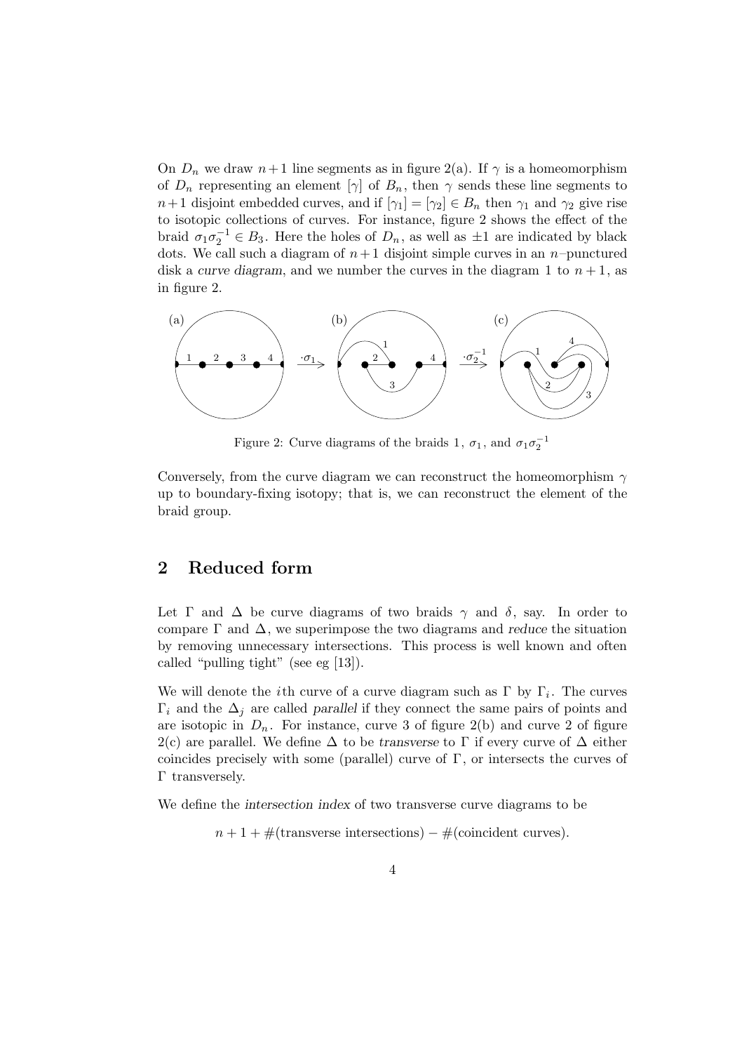On $D_n$ we draw $n+1$ line segments as in figure 2(a). If $\gamma$ is a homeomorphism of $D_n$ representing an element $[\gamma]$ of $B_n$, then $\gamma$ sends these line segments to $n+1$ disjoint embedded curves, and if $[\gamma_1] = [\gamma_2] \in B_n$ then $\gamma_1$ and $\gamma_2$ give rise to isotopic collections of curves. For instance, figure 2 shows the effect of the braid $\sigma_1\sigma_2^{-1} \in B_3$. Here the holes of $D_n$, as well as $\pm 1$ are indicated by black dots. We call such a diagram of $n+1$ disjoint simple curves in an $n$–punctured disk a *curve diagram*, and we number the curves in the diagram 1 to $n+1$, as in figure 2.

Figure 2: Curve diagrams of the braids 1, $\sigma_1$, and $\sigma_1\sigma_2^{-1}$

Conversely, from the curve diagram we can reconstruct the homeomorphism $\gamma$ up to boundary-fixing isotopy; that is, we can reconstruct the element of the braid group.

## 2 Reduced form

Let $\Gamma$ and $\Delta$ be curve diagrams of two braids $\gamma$ and $\delta$, say. In order to compare $\Gamma$ and $\Delta$, we superimpose the two diagrams and *reduce* the situation by removing unnecessary intersections. This process is well known and often called "pulling tight" (see eg [13]).

We will denote the $i$th curve of a curve diagram such as $\Gamma$ by $\Gamma_i$. The curves $\Gamma_i$ and the $\Delta_j$ are called *parallel* if they connect the same pairs of points and are isotopic in $D_n$. For instance, curve 3 of figure 2(b) and curve 2 of figure 2(c) are parallel. We define $\Delta$ to be *transverse* to $\Gamma$ if every curve of $\Delta$ either coincides precisely with some (parallel) curve of $\Gamma$, or intersects the curves of $\Gamma$ transversely.

We define the *intersection index* of two transverse curve diagrams to be

$$n + 1 + \#(\text{transverse intersections}) - \#(\text{coincident curves}).$$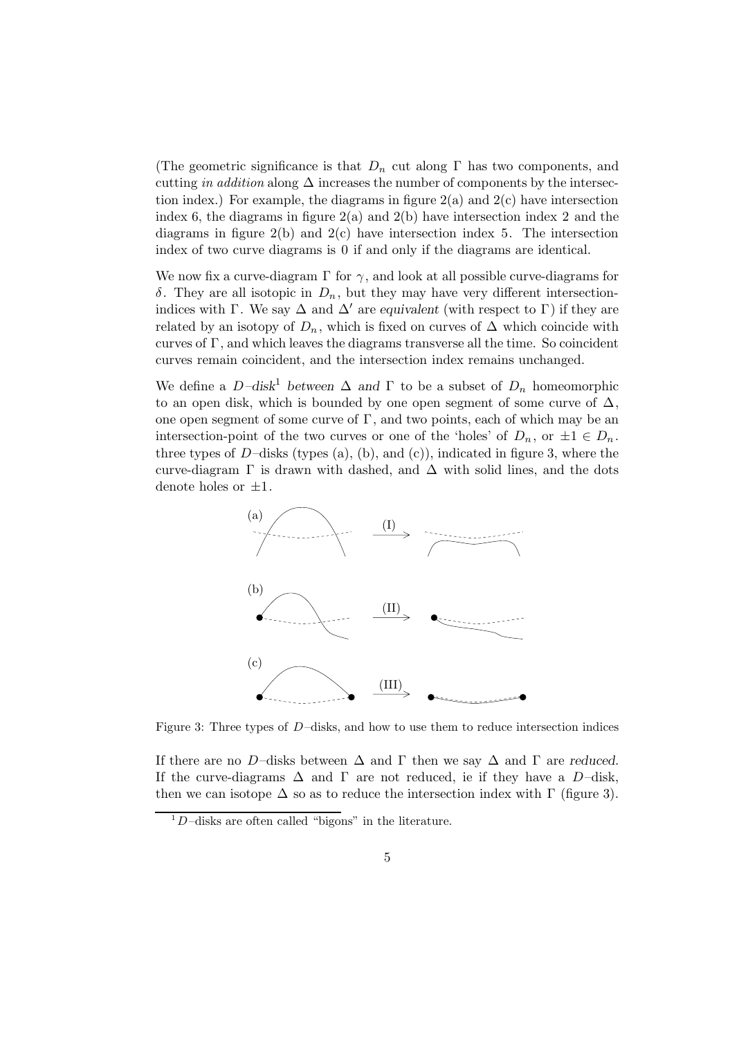(The geometric significance is that $D_n$ cut along $\Gamma$ has two components, and cutting *in addition* along $\Delta$ increases the number of components by the intersection index.) For example, the diagrams in figure 2(a) and 2(c) have intersection index 6, the diagrams in figure 2(a) and 2(b) have intersection index 2 and the diagrams in figure 2(b) and 2(c) have intersection index 5. The intersection index of two curve diagrams is 0 if and only if the diagrams are identical.

We now fix a curve-diagram $\Gamma$ for $\gamma$, and look at all possible curve-diagrams for $\delta$. They are all isotopic in $D_n$, but they may have very different intersection-indices with $\Gamma$. We say $\Delta$ and $\Delta'$ are *equivalent* (with respect to $\Gamma$) if they are related by an isotopy of $D_n$, which is fixed on curves of $\Delta$ which coincide with curves of $\Gamma$, and which leaves the diagrams transverse all the time. So coincident curves remain coincident, and the intersection index remains unchanged.

We define a *$D$–disk*[1] *between $\Delta$ and $\Gamma$* to be a subset of $D_n$ homeomorphic to an open disk, which is bounded by one open segment of some curve of $\Delta$, one open segment of some curve of $\Gamma$, and two points, each of which may be an intersection-point of the two curves or one of the 'holes' of $D_n$, or $\pm 1 \in D_n$. three types of $D$–disks (types (a), (b), and (c)), indicated in figure 3, where the curve-diagram $\Gamma$ is drawn with dashed, and $\Delta$ with solid lines, and the dots denote holes or $\pm 1$.

Figure 3: Three types of $D$–disks, and how to use them to reduce intersection indices

If there are no $D$–disks between $\Delta$ and $\Gamma$ then we say $\Delta$ and $\Gamma$ are *reduced*. If the curve-diagrams $\Delta$ and $\Gamma$ are not reduced, ie if they have a $D$–disk, then we can isotope $\Delta$ so as to reduce the intersection index with $\Gamma$ (figure 3).

[1] $D$–disks are often called "bigons" in the literature.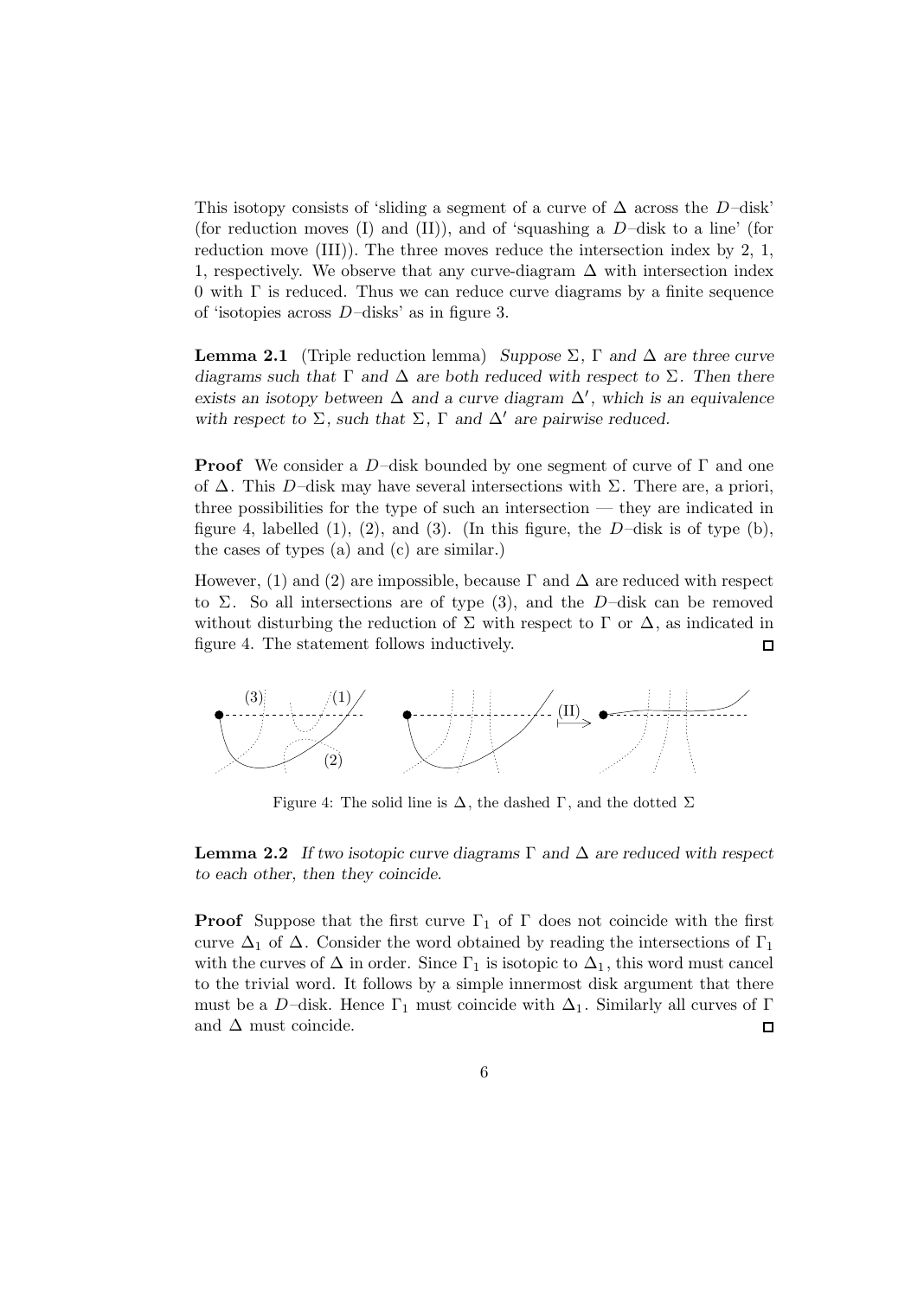This isotopy consists of 'sliding a segment of a curve of $\Delta$ across the $D$–disk' (for reduction moves (I) and (II)), and of 'squashing a $D$–disk to a line' (for reduction move (III)). The three moves reduce the intersection index by 2, 1, 1, respectively. We observe that any curve-diagram $\Delta$ with intersection index 0 with $\Gamma$ is reduced. Thus we can reduce curve diagrams by a finite sequence of 'isotopies across $D$–disks' as in figure 3.

**Lemma 2.1** (Triple reduction lemma) *Suppose $\Sigma$, $\Gamma$ and $\Delta$ are three curve diagrams such that $\Gamma$ and $\Delta$ are both reduced with respect to $\Sigma$. Then there exists an isotopy between $\Delta$ and a curve diagram $\Delta'$, which is an equivalence with respect to $\Sigma$, such that $\Sigma$, $\Gamma$ and $\Delta'$ are pairwise reduced.*

**Proof** We consider a $D$–disk bounded by one segment of curve of $\Gamma$ and one of $\Delta$. This $D$–disk may have several intersections with $\Sigma$. There are, a priori, three possibilities for the type of such an intersection — they are indicated in figure 4, labelled (1), (2), and (3). (In this figure, the $D$–disk is of type (b), the cases of types (a) and (c) are similar.)

However, (1) and (2) are impossible, because $\Gamma$ and $\Delta$ are reduced with respect to $\Sigma$. So all intersections are of type (3), and the $D$–disk can be removed without disturbing the reduction of $\Sigma$ with respect to $\Gamma$ or $\Delta$, as indicated in figure 4. The statement follows inductively. □

Figure 4: The solid line is $\Delta$, the dashed $\Gamma$, and the dotted $\Sigma$

**Lemma 2.2** *If two isotopic curve diagrams $\Gamma$ and $\Delta$ are reduced with respect to each other, then they coincide.*

**Proof** Suppose that the first curve $\Gamma_1$ of $\Gamma$ does not coincide with the first curve $\Delta_1$ of $\Delta$. Consider the word obtained by reading the intersections of $\Gamma_1$ with the curves of $\Delta$ in order. Since $\Gamma_1$ is isotopic to $\Delta_1$, this word must cancel to the trivial word. It follows by a simple innermost disk argument that there must be a $D$–disk. Hence $\Gamma_1$ must coincide with $\Delta_1$. Similarly all curves of $\Gamma$ and $\Delta$ must coincide. □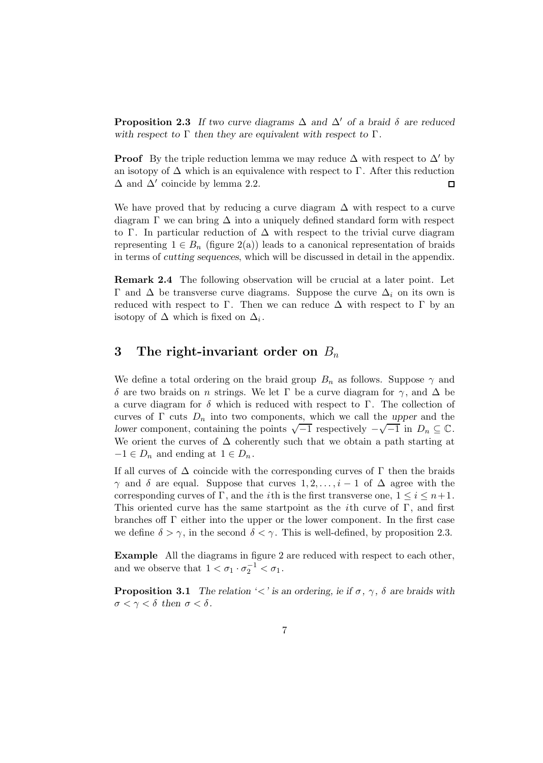**Proposition 2.3** *If two curve diagrams $\Delta$ and $\Delta'$ of a braid $\delta$ are reduced with respect to $\Gamma$ then they are equivalent with respect to $\Gamma$.*

**Proof** By the triple reduction lemma we may reduce $\Delta$ with respect to $\Delta'$ by an isotopy of $\Delta$ which is an equivalence with respect to $\Gamma$. After this reduction $\Delta$ and $\Delta'$ coincide by lemma 2.2. $\square$

We have proved that by reducing a curve diagram $\Delta$ with respect to a curve diagram $\Gamma$ we can bring $\Delta$ into a uniquely defined standard form with respect to $\Gamma$. In particular reduction of $\Delta$ with respect to the trivial curve diagram representing $1 \in B_n$ (figure 2(a)) leads to a canonical representation of braids in terms of *cutting sequences*, which will be discussed in detail in the appendix.

**Remark 2.4** The following observation will be crucial at a later point. Let $\Gamma$ and $\Delta$ be transverse curve diagrams. Suppose the curve $\Delta_i$ on its own is reduced with respect to $\Gamma$. Then we can reduce $\Delta$ with respect to $\Gamma$ by an isotopy of $\Delta$ which is fixed on $\Delta_i$.

## 3 The right-invariant order on $B_n$

We define a total ordering on the braid group $B_n$ as follows. Suppose $\gamma$ and $\delta$ are two braids on $n$ strings. We let $\Gamma$ be a curve diagram for $\gamma$, and $\Delta$ be a curve diagram for $\delta$ which is reduced with respect to $\Gamma$. The collection of curves of $\Gamma$ cuts $D_n$ into two components, which we call the *upper* and the *lower* component, containing the points $\sqrt{-1}$ respectively $-\sqrt{-1}$ in $D_n \subseteq \mathbb{C}$. We orient the curves of $\Delta$ coherently such that we obtain a path starting at $-1 \in D_n$ and ending at $1 \in D_n$.

If all curves of $\Delta$ coincide with the corresponding curves of $\Gamma$ then the braids $\gamma$ and $\delta$ are equal. Suppose that curves $1, 2, \ldots, i-1$ of $\Delta$ agree with the corresponding curves of $\Gamma$, and the $i$th is the first transverse one, $1 \leq i \leq n+1$. This oriented curve has the same startpoint as the $i$th curve of $\Gamma$, and first branches off $\Gamma$ either into the upper or the lower component. In the first case we define $\delta > \gamma$, in the second $\delta < \gamma$. This is well-defined, by proposition 2.3.

**Example** All the diagrams in figure 2 are reduced with respect to each other, and we observe that $1 < \sigma_1 \cdot \sigma_2^{-1} < \sigma_1$.

**Proposition 3.1** *The relation '$<$' is an ordering, ie if $\sigma$, $\gamma$, $\delta$ are braids with $\sigma < \gamma < \delta$ then $\sigma < \delta$.*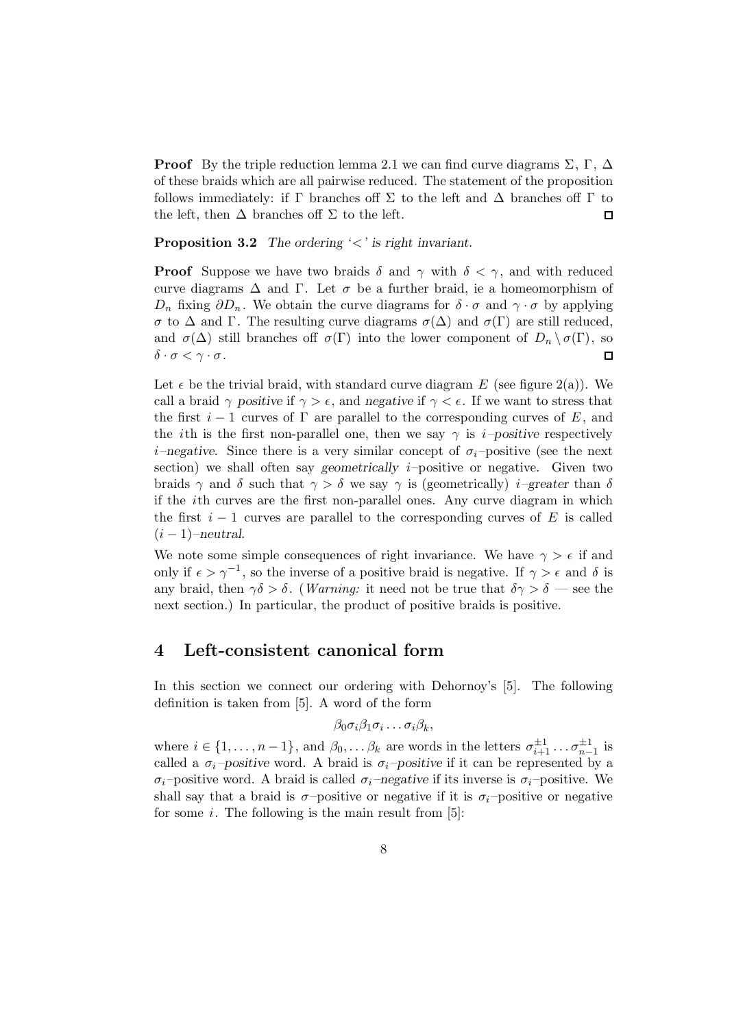**Proof** By the triple reduction lemma 2.1 we can find curve diagrams $\Sigma$, $\Gamma$, $\Delta$ of these braids which are all pairwise reduced. The statement of the proposition follows immediately: if $\Gamma$ branches off $\Sigma$ to the left and $\Delta$ branches off $\Gamma$ to the left, then $\Delta$ branches off $\Sigma$ to the left. $\square$

**Proposition 3.2** *The ordering '$<$' is right invariant.*

**Proof** Suppose we have two braids $\delta$ and $\gamma$ with $\delta < \gamma$, and with reduced curve diagrams $\Delta$ and $\Gamma$. Let $\sigma$ be a further braid, ie a homeomorphism of $D_n$ fixing $\partial D_n$. We obtain the curve diagrams for $\delta \cdot \sigma$ and $\gamma \cdot \sigma$ by applying $\sigma$ to $\Delta$ and $\Gamma$. The resulting curve diagrams $\sigma(\Delta)$ and $\sigma(\Gamma)$ are still reduced, and $\sigma(\Delta)$ still branches off $\sigma(\Gamma)$ into the lower component of $D_n \setminus \sigma(\Gamma)$, so $\delta \cdot \sigma < \gamma \cdot \sigma$. $\square$

Let $\epsilon$ be the trivial braid, with standard curve diagram $E$ (see figure 2(a)). We call a braid $\gamma$ *positive* if $\gamma > \epsilon$, and *negative* if $\gamma < \epsilon$. If we want to stress that the first $i-1$ curves of $\Gamma$ are parallel to the corresponding curves of $E$, and the $i$th is the first non-parallel one, then we say $\gamma$ is *$i$–positive* respectively *$i$–negative*. Since there is a very similar concept of $\sigma_i$–positive (see the next section) we shall often say *geometrically* $i$–positive or negative. Given two braids $\gamma$ and $\delta$ such that $\gamma > \delta$ we say $\gamma$ is (geometrically) *$i$–greater* than $\delta$ if the $i$th curves are the first non-parallel ones. Any curve diagram in which the first $i-1$ curves are parallel to the corresponding curves of $E$ is called *$(i-1)$–neutral*.

We note some simple consequences of right invariance. We have $\gamma > \epsilon$ if and only if $\epsilon > \gamma^{-1}$, so the inverse of a positive braid is negative. If $\gamma > \epsilon$ and $\delta$ is any braid, then $\gamma\delta > \delta$. (*Warning:* it need not be true that $\delta\gamma > \delta$ — see the next section.) In particular, the product of positive braids is positive.

## 4 Left-consistent canonical form

In this section we connect our ordering with Dehornoy's [5]. The following definition is taken from [5]. A word of the form

$$\beta_0 \sigma_i \beta_1 \sigma_i \ldots \sigma_i \beta_k,$$

where $i \in \{1, \ldots, n-1\}$, and $\beta_0, \ldots \beta_k$ are words in the letters $\sigma_{i+1}^{\pm 1} \ldots \sigma_{n-1}^{\pm 1}$ is called a *$\sigma_i$–positive* word. A braid is *$\sigma_i$–positive* if it can be represented by a $\sigma_i$–positive word. A braid is called *$\sigma_i$–negative* if its inverse is $\sigma_i$–positive. We shall say that a braid is $\sigma$–positive or negative if it is $\sigma_i$–positive or negative for some $i$. The following is the main result from [5]: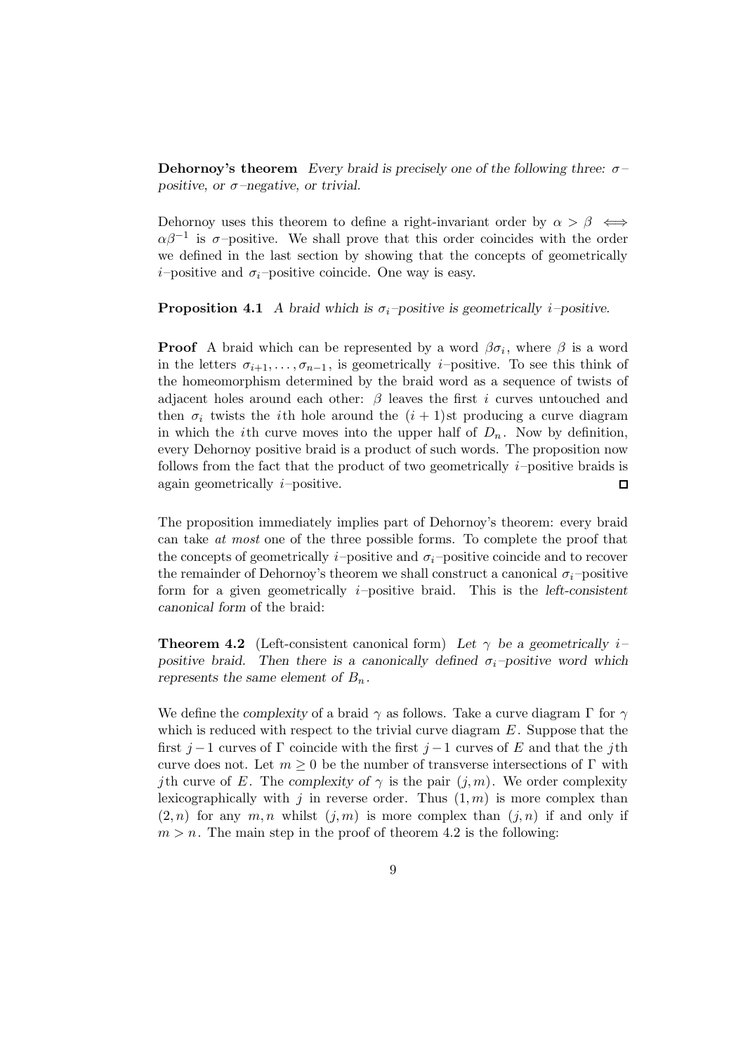**Dehornoy's theorem** *Every braid is precisely one of the following three: $\sigma$–positive, or $\sigma$–negative, or trivial.*

Dehornoy uses this theorem to define a right-invariant order by $\alpha > \beta \iff \alpha\beta^{-1}$ is $\sigma$–positive. We shall prove that this order coincides with the order we defined in the last section by showing that the concepts of geometrically $i$–positive and $\sigma_i$–positive coincide. One way is easy.

**Proposition 4.1** *A braid which is $\sigma_i$–positive is geometrically $i$–positive.*

**Proof** A braid which can be represented by a word $\beta\sigma_i$, where $\beta$ is a word in the letters $\sigma_{i+1}, \ldots, \sigma_{n-1}$, is geometrically $i$–positive. To see this think of the homeomorphism determined by the braid word as a sequence of twists of adjacent holes around each other: $\beta$ leaves the first $i$ curves untouched and then $\sigma_i$ twists the $i$th hole around the $(i+1)$st producing a curve diagram in which the $i$th curve moves into the upper half of $D_n$. Now by definition, every Dehornoy positive braid is a product of such words. The proposition now follows from the fact that the product of two geometrically $i$–positive braids is again geometrically $i$–positive. □

The proposition immediately implies part of Dehornoy's theorem: every braid can take *at most* one of the three possible forms. To complete the proof that the concepts of geometrically $i$–positive and $\sigma_i$–positive coincide and to recover the remainder of Dehornoy's theorem we shall construct a canonical $\sigma_i$–positive form for a given geometrically $i$–positive braid. This is the *left-consistent canonical form* of the braid:

**Theorem 4.2** (Left-consistent canonical form) *Let $\gamma$ be a geometrically $i$–positive braid. Then there is a canonically defined $\sigma_i$–positive word which represents the same element of $B_n$.*

We define the *complexity* of a braid $\gamma$ as follows. Take a curve diagram $\Gamma$ for $\gamma$ which is reduced with respect to the trivial curve diagram $E$. Suppose that the first $j-1$ curves of $\Gamma$ coincide with the first $j-1$ curves of $E$ and that the $j$th curve does not. Let $m \geq 0$ be the number of transverse intersections of $\Gamma$ with $j$th curve of $E$. The *complexity of* $\gamma$ is the pair $(j, m)$. We order complexity lexicographically with $j$ in reverse order. Thus $(1, m)$ is more complex than $(2, n)$ for any $m, n$ whilst $(j, m)$ is more complex than $(j, n)$ if and only if $m > n$. The main step in the proof of theorem 4.2 is the following: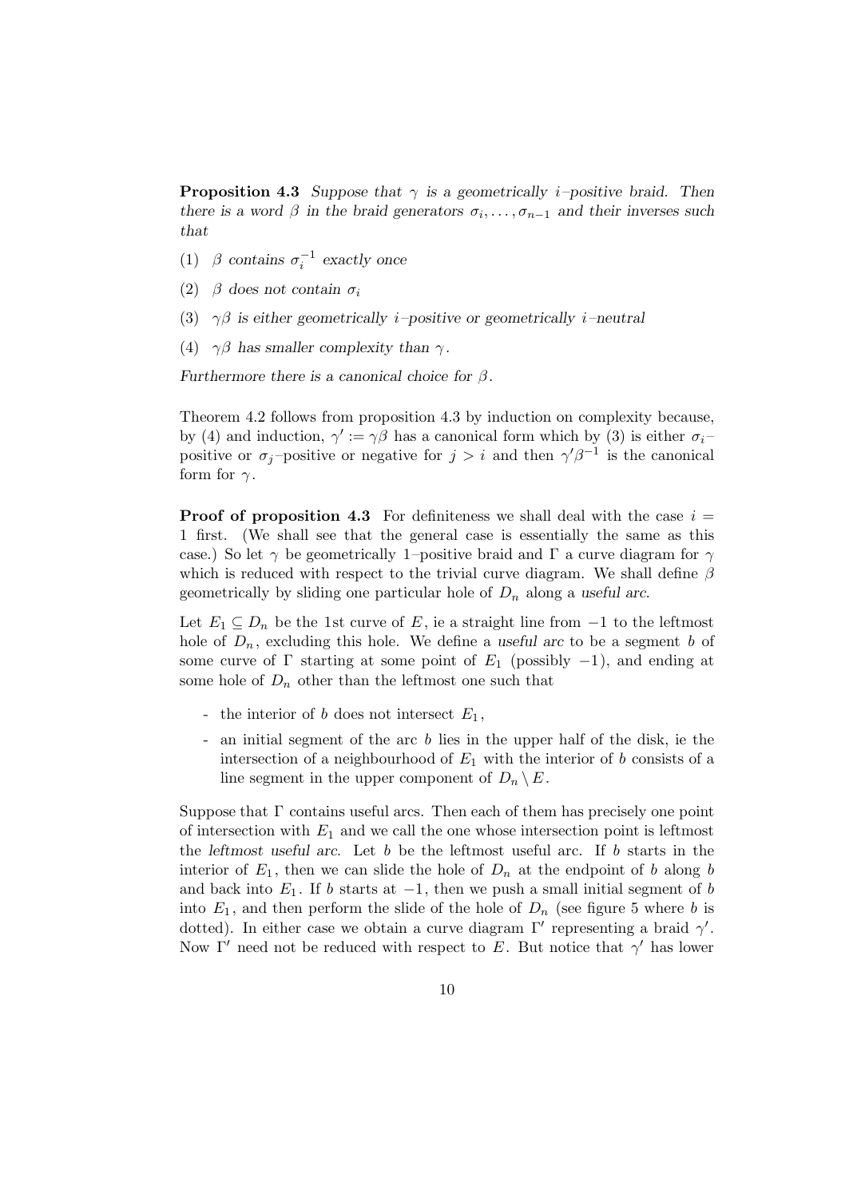**Proposition 4.3** *Suppose that $\gamma$ is a geometrically $i$–positive braid. Then there is a word $\beta$ in the braid generators $\sigma_i, \ldots, \sigma_{n-1}$ and their inverses such that*

(1) *$\beta$ contains $\sigma_i^{-1}$ exactly once*

(2) *$\beta$ does not contain $\sigma_i$*

(3) *$\gamma\beta$ is either geometrically $i$–positive or geometrically $i$–neutral*

(4) *$\gamma\beta$ has smaller complexity than $\gamma$.*

*Furthermore there is a canonical choice for $\beta$.*

Theorem 4.2 follows from proposition 4.3 by induction on complexity because, by (4) and induction, $\gamma' := \gamma\beta$ has a canonical form which by (3) is either $\sigma_i$–positive or $\sigma_j$–positive or negative for $j > i$ and then $\gamma'\beta^{-1}$ is the canonical form for $\gamma$.

**Proof of proposition 4.3** For definiteness we shall deal with the case $i = 1$ first. (We shall see that the general case is essentially the same as this case.) So let $\gamma$ be geometrically 1–positive braid and $\Gamma$ a curve diagram for $\gamma$ which is reduced with respect to the trivial curve diagram. We shall define $\beta$ geometrically by sliding one particular hole of $D_n$ along a *useful arc*.

Let $E_1 \subseteq D_n$ be the 1st curve of $E$, ie a straight line from $-1$ to the leftmost hole of $D_n$, excluding this hole. We define a *useful arc* to be a segment $b$ of some curve of $\Gamma$ starting at some point of $E_1$ (possibly $-1$), and ending at some hole of $D_n$ other than the leftmost one such that

- the interior of $b$ does not intersect $E_1$,
- an initial segment of the arc $b$ lies in the upper half of the disk, ie the intersection of a neighbourhood of $E_1$ with the interior of $b$ consists of a line segment in the upper component of $D_n \setminus E$.

Suppose that $\Gamma$ contains useful arcs. Then each of them has precisely one point of intersection with $E_1$ and we call the one whose intersection point is leftmost the *leftmost useful arc*. Let $b$ be the leftmost useful arc. If $b$ starts in the interior of $E_1$, then we can slide the hole of $D_n$ at the endpoint of $b$ along $b$ and back into $E_1$. If $b$ starts at $-1$, then we push a small initial segment of $b$ into $E_1$, and then perform the slide of the hole of $D_n$ (see figure 5 where $b$ is dotted). In either case we obtain a curve diagram $\Gamma'$ representing a braid $\gamma'$. Now $\Gamma'$ need not be reduced with respect to $E$. But notice that $\gamma'$ has lower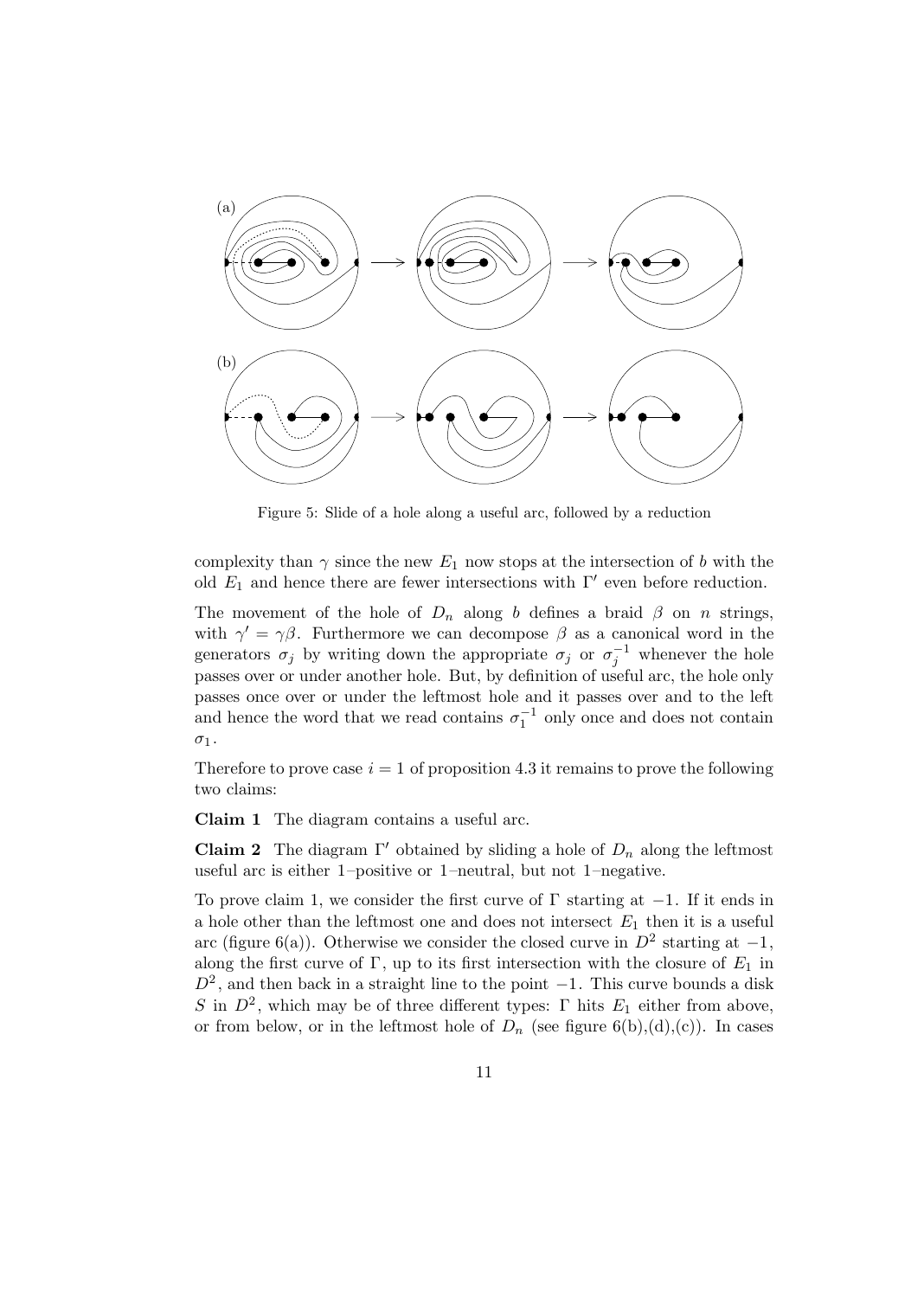Figure 5: Slide of a hole along a useful arc, followed by a reduction

complexity than $\gamma$ since the new $E_1$ now stops at the intersection of $b$ with the old $E_1$ and hence there are fewer intersections with $\Gamma'$ even before reduction.

The movement of the hole of $D_n$ along $b$ defines a braid $\beta$ on $n$ strings, with $\gamma' = \gamma\beta$. Furthermore we can decompose $\beta$ as a canonical word in the generators $\sigma_j$ by writing down the appropriate $\sigma_j$ or $\sigma_j^{-1}$ whenever the hole passes over or under another hole. But, by definition of useful arc, the hole only passes once over or under the leftmost hole and it passes over and to the left and hence the word that we read contains $\sigma_1^{-1}$ only once and does not contain $\sigma_1$.

Therefore to prove case $i = 1$ of proposition 4.3 it remains to prove the following two claims:

**Claim 1** The diagram contains a useful arc.

**Claim 2** The diagram $\Gamma'$ obtained by sliding a hole of $D_n$ along the leftmost useful arc is either 1–positive or 1–neutral, but not 1–negative.

To prove claim 1, we consider the first curve of $\Gamma$ starting at $-1$. If it ends in a hole other than the leftmost one and does not intersect $E_1$ then it is a useful arc (figure 6(a)). Otherwise we consider the closed curve in $D^2$ starting at $-1$, along the first curve of $\Gamma$, up to its first intersection with the closure of $E_1$ in $D^2$, and then back in a straight line to the point $-1$. This curve bounds a disk $S$ in $D^2$, which may be of three different types: $\Gamma$ hits $E_1$ either from above, or from below, or in the leftmost hole of $D_n$ (see figure 6(b),(d),(c)). In cases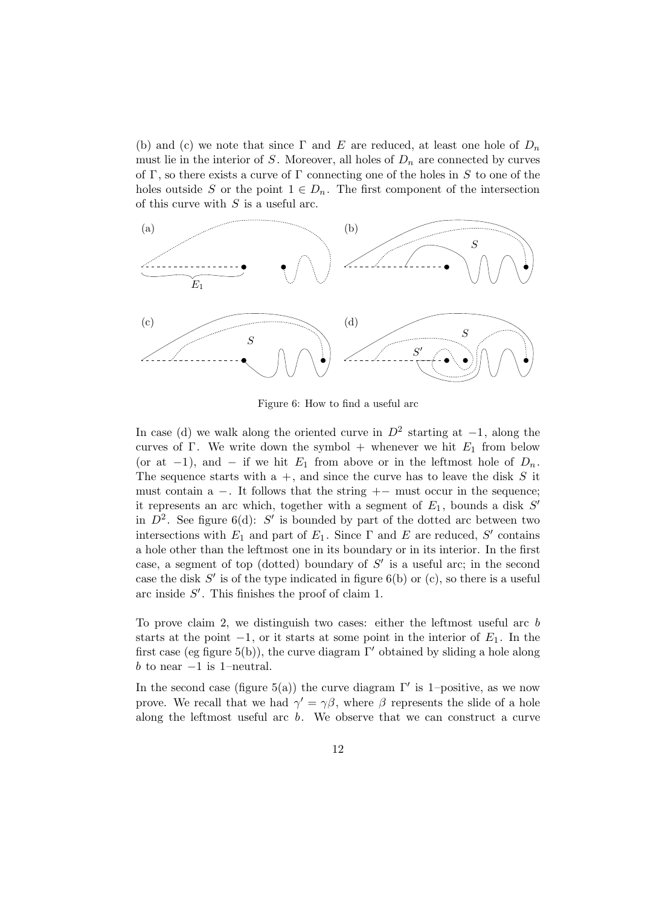(b) and (c) we note that since $\Gamma$ and $E$ are reduced, at least one hole of $D_n$ must lie in the interior of $S$. Moreover, all holes of $D_n$ are connected by curves of $\Gamma$, so there exists a curve of $\Gamma$ connecting one of the holes in $S$ to one of the holes outside $S$ or the point $1 \in D_n$. The first component of the intersection of this curve with $S$ is a useful arc.

Figure 6: How to find a useful arc

In case (d) we walk along the oriented curve in $D^2$ starting at $-1$, along the curves of $\Gamma$. We write down the symbol $+$ whenever we hit $E_1$ from below (or at $-1$), and $-$ if we hit $E_1$ from above or in the leftmost hole of $D_n$. The sequence starts with a $+$, and since the curve has to leave the disk $S$ it must contain a $-$. It follows that the string $+-$ must occur in the sequence; it represents an arc which, together with a segment of $E_1$, bounds a disk $S'$ in $D^2$. See figure 6(d): $S'$ is bounded by part of the dotted arc between two intersections with $E_1$ and part of $E_1$. Since $\Gamma$ and $E$ are reduced, $S'$ contains a hole other than the leftmost one in its boundary or in its interior. In the first case, a segment of top (dotted) boundary of $S'$ is a useful arc; in the second case the disk $S'$ is of the type indicated in figure 6(b) or (c), so there is a useful arc inside $S'$. This finishes the proof of claim 1.

To prove claim 2, we distinguish two cases: either the leftmost useful arc $b$ starts at the point $-1$, or it starts at some point in the interior of $E_1$. In the first case (eg figure 5(b)), the curve diagram $\Gamma'$ obtained by sliding a hole along $b$ to near $-1$ is 1–neutral.

In the second case (figure 5(a)) the curve diagram $\Gamma'$ is 1–positive, as we now prove. We recall that we had $\gamma' = \gamma\beta$, where $\beta$ represents the slide of a hole along the leftmost useful arc $b$. We observe that we can construct a curve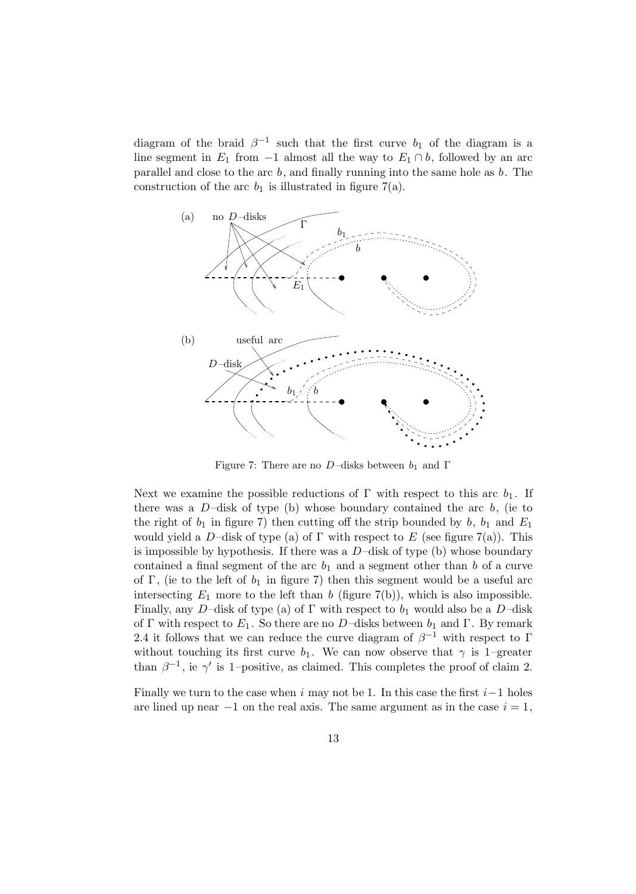diagram of the braid $\beta^{-1}$ such that the first curve $b_1$ of the diagram is a line segment in $E_1$ from $-1$ almost all the way to $E_1 \cap b$, followed by an arc parallel and close to the arc $b$, and finally running into the same hole as $b$. The construction of the arc $b_1$ is illustrated in figure 7(a).

Figure 7: There are no $D$–disks between $b_1$ and $\Gamma$

Next we examine the possible reductions of $\Gamma$ with respect to this arc $b_1$. If there was a $D$–disk of type (b) whose boundary contained the arc $b$, (ie to the right of $b_1$ in figure 7) then cutting off the strip bounded by $b$, $b_1$ and $E_1$ would yield a $D$–disk of type (a) of $\Gamma$ with respect to $E$ (see figure 7(a)). This is impossible by hypothesis. If there was a $D$–disk of type (b) whose boundary contained a final segment of the arc $b_1$ and a segment other than $b$ of a curve of $\Gamma$, (ie to the left of $b_1$ in figure 7) then this segment would be a useful arc intersecting $E_1$ more to the left than $b$ (figure 7(b)), which is also impossible. Finally, any $D$–disk of type (a) of $\Gamma$ with respect to $b_1$ would also be a $D$–disk of $\Gamma$ with respect to $E_1$. So there are no $D$–disks between $b_1$ and $\Gamma$. By remark 2.4 it follows that we can reduce the curve diagram of $\beta^{-1}$ with respect to $\Gamma$ without touching its first curve $b_1$. We can now observe that $\gamma$ is 1–greater than $\beta^{-1}$, ie $\gamma'$ is 1–positive, as claimed. This completes the proof of claim 2.

Finally we turn to the case when $i$ may not be 1. In this case the first $i-1$ holes are lined up near $-1$ on the real axis. The same argument as in the case $i = 1$,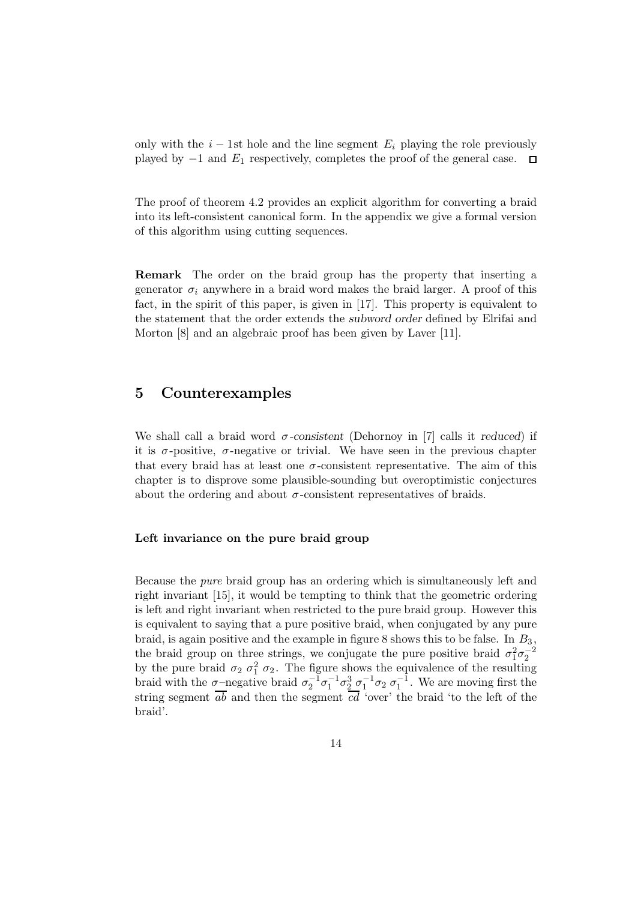only with the $i-1$st hole and the line segment $E_i$ playing the role previously played by $-1$ and $E_1$ respectively, completes the proof of the general case. □

The proof of theorem 4.2 provides an explicit algorithm for converting a braid into its left-consistent canonical form. In the appendix we give a formal version of this algorithm using cutting sequences.

**Remark** The order on the braid group has the property that inserting a generator $\sigma_i$ anywhere in a braid word makes the braid larger. A proof of this fact, in the spirit of this paper, is given in [17]. This property is equivalent to the statement that the order extends the *subword order* defined by Elrifai and Morton [8] and an algebraic proof has been given by Laver [11].

## 5 Counterexamples

We shall call a braid word *$\sigma$-consistent* (Dehornoy in [7] calls it *reduced*) if it is $\sigma$-positive, $\sigma$-negative or trivial. We have seen in the previous chapter that every braid has at least one $\sigma$-consistent representative. The aim of this chapter is to disprove some plausible-sounding but overoptimistic conjectures about the ordering and about $\sigma$-consistent representatives of braids.

### Left invariance on the pure braid group

Because the *pure* braid group has an ordering which is simultaneously left and right invariant [15], it would be tempting to think that the geometric ordering is left and right invariant when restricted to the pure braid group. However this is equivalent to saying that a pure positive braid, when conjugated by any pure braid, is again positive and the example in figure 8 shows this to be false. In $B_3$, the braid group on three strings, we conjugate the pure positive braid $\sigma_1^2\sigma_2^{-2}$ by the pure braid $\sigma_2\,\sigma_1^2\,\sigma_2$. The figure shows the equivalence of the resulting braid with the $\sigma$–negative braid $\sigma_2^{-1}\sigma_1^{-1}\sigma_2^3\,\sigma_1^{-1}\sigma_2\,\sigma_1^{-1}$. We are moving first the string segment $\overline{ab}$ and then the segment $\overline{cd}$ 'over' the braid 'to the left of the braid'.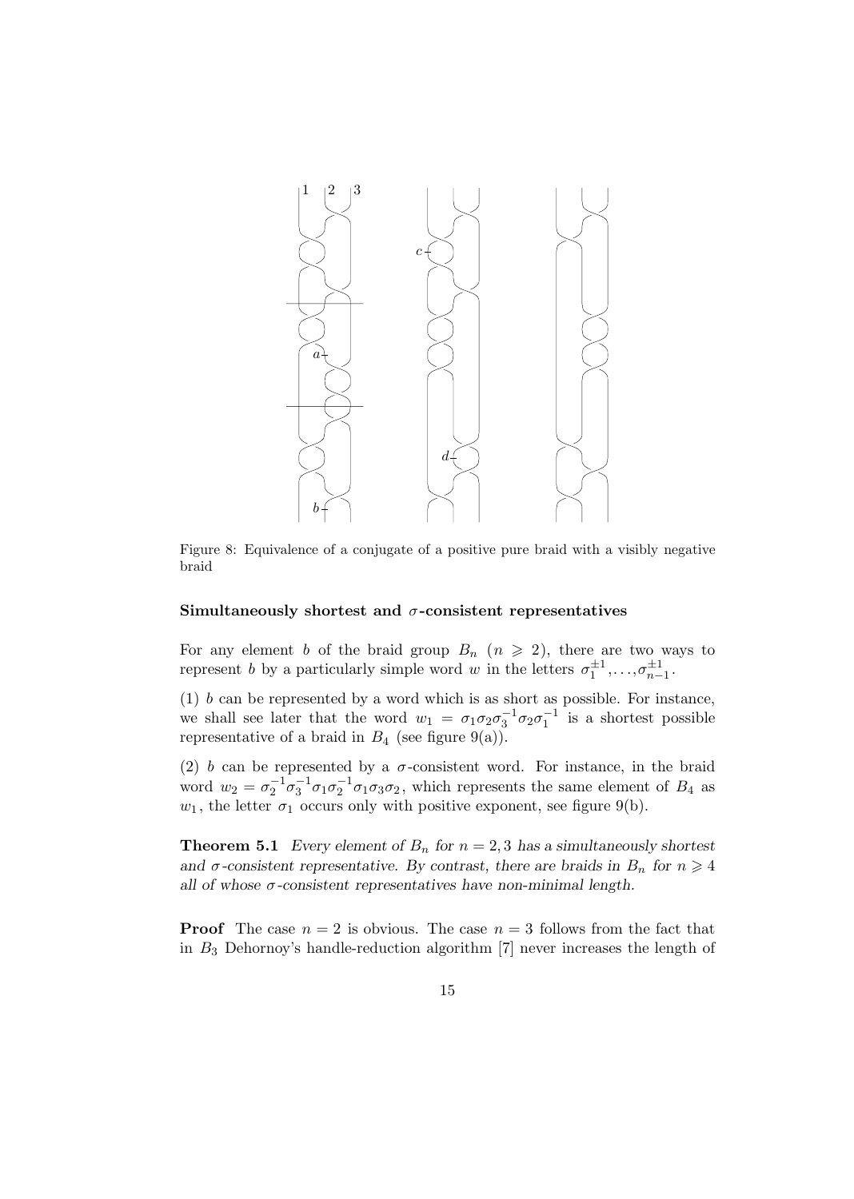Figure 8: Equivalence of a conjugate of a positive pure braid with a visibly negative braid

### Simultaneously shortest and $\sigma$-consistent representatives

For any element $b$ of the braid group $B_n$ ($n \geqslant 2$), there are two ways to represent $b$ by a particularly simple word $w$ in the letters $\sigma_1^{\pm 1}, \ldots, \sigma_{n-1}^{\pm 1}$.

(1) $b$ can be represented by a word which is as short as possible. For instance, we shall see later that the word $w_1 = \sigma_1 \sigma_2 \sigma_3^{-1} \sigma_2 \sigma_1^{-1}$ is a shortest possible representative of a braid in $B_4$ (see figure 9(a)).

(2) $b$ can be represented by a $\sigma$-consistent word. For instance, in the braid word $w_2 = \sigma_2^{-1} \sigma_3^{-1} \sigma_1 \sigma_2^{-1} \sigma_1 \sigma_3 \sigma_2$, which represents the same element of $B_4$ as $w_1$, the letter $\sigma_1$ occurs only with positive exponent, see figure 9(b).

**Theorem 5.1** *Every element of $B_n$ for $n = 2, 3$ has a simultaneously shortest and $\sigma$-consistent representative. By contrast, there are braids in $B_n$ for $n \geqslant 4$ all of whose $\sigma$-consistent representatives have non-minimal length.*

**Proof** The case $n = 2$ is obvious. The case $n = 3$ follows from the fact that in $B_3$ Dehornoy's handle-reduction algorithm [7] never increases the length of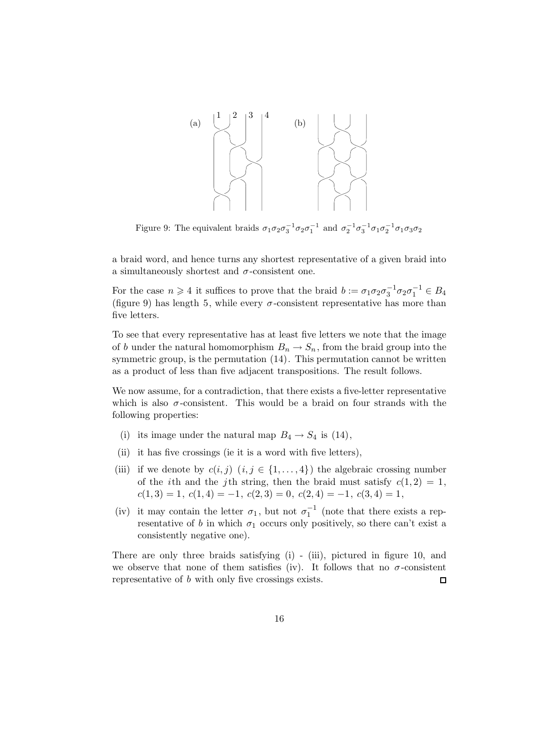Figure 9: The equivalent braids $\sigma_1\sigma_2\sigma_3^{-1}\sigma_2\sigma_1^{-1}$ and $\sigma_2^{-1}\sigma_3^{-1}\sigma_1\sigma_2^{-1}\sigma_1\sigma_3\sigma_2$

a braid word, and hence turns any shortest representative of a given braid into a simultaneously shortest and $\sigma$-consistent one.

For the case $n \geqslant 4$ it suffices to prove that the braid $b := \sigma_1\sigma_2\sigma_3^{-1}\sigma_2\sigma_1^{-1} \in B_4$ (figure 9) has length 5, while every $\sigma$-consistent representative has more than five letters.

To see that every representative has at least five letters we note that the image of $b$ under the natural homomorphism $B_n \to S_n$, from the braid group into the symmetric group, is the permutation $(14)$. This permutation cannot be written as a product of less than five adjacent transpositions. The result follows.

We now assume, for a contradiction, that there exists a five-letter representative which is also $\sigma$-consistent. This would be a braid on four strands with the following properties:

(i) its image under the natural map $B_4 \to S_4$ is $(14)$,

(ii) it has five crossings (ie it is a word with five letters),

(iii) if we denote by $c(i,j)$ $(i, j \in \{1, \ldots, 4\})$ the algebraic crossing number of the $i$th and the $j$th string, then the braid must satisfy $c(1,2) = 1$, $c(1,3) = 1$, $c(1,4) = -1$, $c(2,3) = 0$, $c(2,4) = -1$, $c(3,4) = 1$,

(iv) it may contain the letter $\sigma_1$, but not $\sigma_1^{-1}$ (note that there exists a representative of $b$ in which $\sigma_1$ occurs only positively, so there can't exist a consistently negative one).

There are only three braids satisfying (i) - (iii), pictured in figure 10, and we observe that none of them satisfies (iv). It follows that no $\sigma$-consistent representative of $b$ with only five crossings exists. □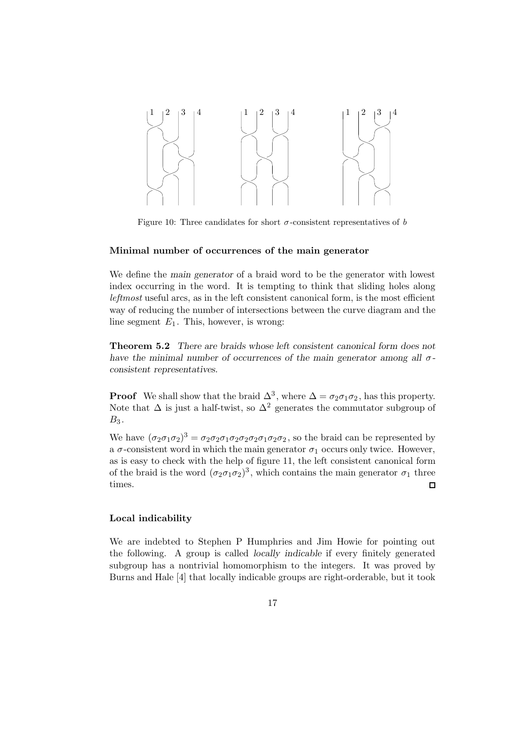Figure 10: Three candidates for short $\sigma$-consistent representatives of $b$

### Minimal number of occurrences of the main generator

We define the *main generator* of a braid word to be the generator with lowest index occurring in the word. It is tempting to think that sliding holes along *leftmost* useful arcs, as in the left consistent canonical form, is the most efficient way of reducing the number of intersections between the curve diagram and the line segment $E_1$. This, however, is wrong:

**Theorem 5.2** *There are braids whose left consistent canonical form does not have the minimal number of occurrences of the main generator among all $\sigma$-consistent representatives.*

**Proof** We shall show that the braid $\Delta^3$, where $\Delta = \sigma_2\sigma_1\sigma_2$, has this property. Note that $\Delta$ is just a half-twist, so $\Delta^2$ generates the commutator subgroup of $B_3$.

We have $(\sigma_2\sigma_1\sigma_2)^3 = \sigma_2\sigma_2\sigma_1\sigma_2\sigma_2\sigma_2\sigma_1\sigma_2\sigma_2$, so the braid can be represented by a $\sigma$-consistent word in which the main generator $\sigma_1$ occurs only twice. However, as is easy to check with the help of figure 11, the left consistent canonical form of the braid is the word $(\sigma_2\sigma_1\sigma_2)^3$, which contains the main generator $\sigma_1$ three times. □

### Local indicability

We are indebted to Stephen P Humphries and Jim Howie for pointing out the following. A group is called *locally indicable* if every finitely generated subgroup has a nontrivial homomorphism to the integers. It was proved by Burns and Hale [4] that locally indicable groups are right-orderable, but it took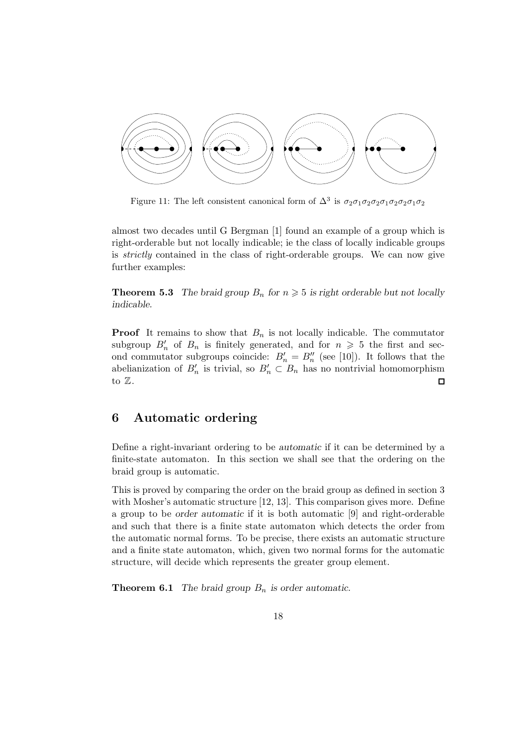Figure 11: The left consistent canonical form of $\Delta^3$ is $\sigma_2\sigma_1\sigma_2\sigma_2\sigma_1\sigma_2\sigma_2\sigma_1\sigma_2$

almost two decades until G Bergman [1] found an example of a group which is right-orderable but not locally indicable; ie the class of locally indicable groups is *strictly* contained in the class of right-orderable groups. We can now give further examples:

**Theorem 5.3** *The braid group $B_n$ for $n \geqslant 5$ is right orderable but not locally indicable.*

**Proof** It remains to show that $B_n$ is not locally indicable. The commutator subgroup $B_n'$ of $B_n$ is finitely generated, and for $n \geqslant 5$ the first and second commutator subgroups coincide: $B_n' = B_n''$ (see [10]). It follows that the abelianization of $B_n'$ is trivial, so $B_n' \subset B_n$ has no nontrivial homomorphism to $\mathbb{Z}$. □

## 6 Automatic ordering

Define a right-invariant ordering to be *automatic* if it can be determined by a finite-state automaton. In this section we shall see that the ordering on the braid group is automatic.

This is proved by comparing the order on the braid group as defined in section 3 with Mosher's automatic structure [12, 13]. This comparison gives more. Define a group to be *order automatic* if it is both automatic [9] and right-orderable and such that there is a finite state automaton which detects the order from the automatic normal forms. To be precise, there exists an automatic structure and a finite state automaton, which, given two normal forms for the automatic structure, will decide which represents the greater group element.

**Theorem 6.1** *The braid group $B_n$ is order automatic.*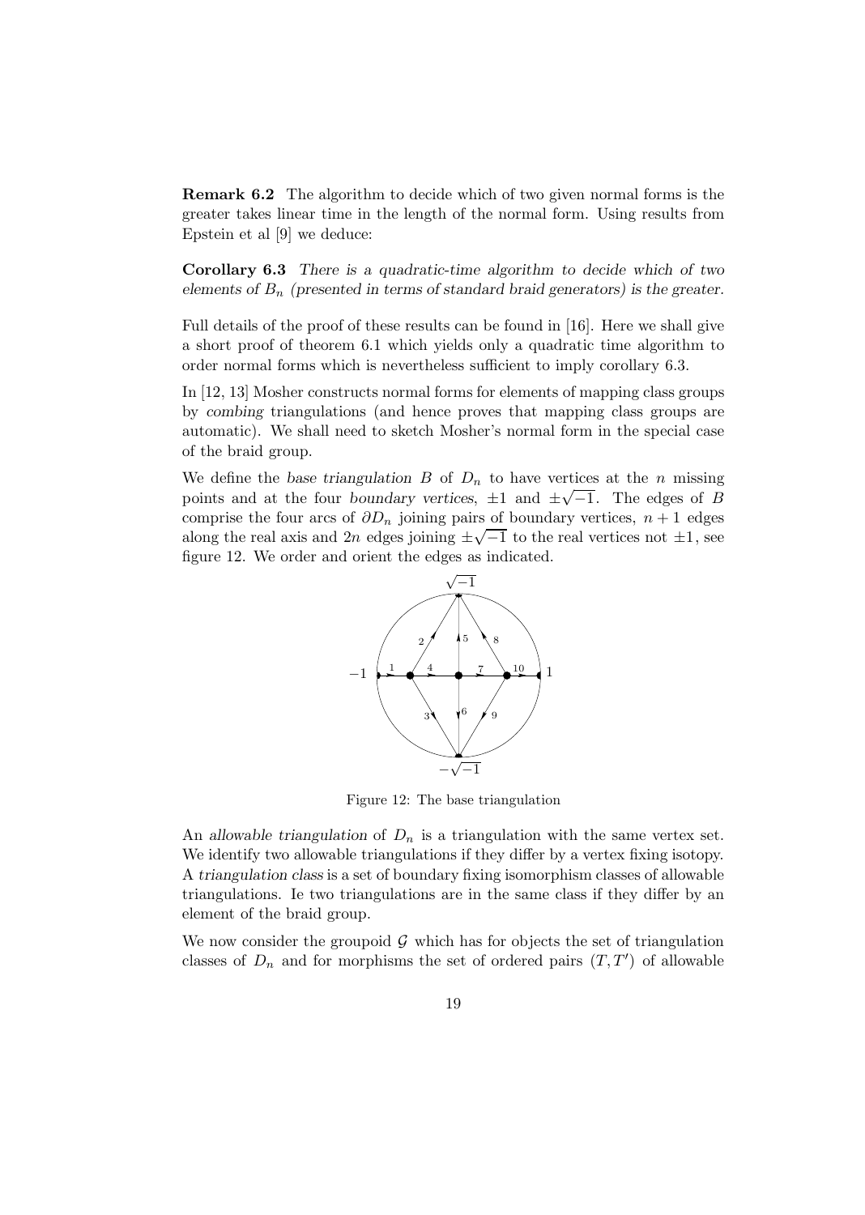**Remark 6.2** The algorithm to decide which of two given normal forms is the greater takes linear time in the length of the normal form. Using results from Epstein et al [9] we deduce:

**Corollary 6.3** *There is a quadratic-time algorithm to decide which of two elements of $B_n$ (presented in terms of standard braid generators) is the greater.*

Full details of the proof of these results can be found in [16]. Here we shall give a short proof of theorem 6.1 which yields only a quadratic time algorithm to order normal forms which is nevertheless sufficient to imply corollary 6.3.

In [12, 13] Mosher constructs normal forms for elements of mapping class groups by *combing* triangulations (and hence proves that mapping class groups are automatic). We shall need to sketch Mosher's normal form in the special case of the braid group.

We define the *base triangulation* $B$ of $D_n$ to have vertices at the $n$ missing points and at the four *boundary vertices*, $\pm 1$ and $\pm\sqrt{-1}$. The edges of $B$ comprise the four arcs of $\partial D_n$ joining pairs of boundary vertices, $n+1$ edges along the real axis and $2n$ edges joining $\pm\sqrt{-1}$ to the real vertices not $\pm 1$, see figure 12. We order and orient the edges as indicated.

Figure 12: The base triangulation

An *allowable triangulation* of $D_n$ is a triangulation with the same vertex set. We identify two allowable triangulations if they differ by a vertex fixing isotopy. A *triangulation class* is a set of boundary fixing isomorphism classes of allowable triangulations. Ie two triangulations are in the same class if they differ by an element of the braid group.

We now consider the groupoid $\mathcal{G}$ which has for objects the set of triangulation classes of $D_n$ and for morphisms the set of ordered pairs $(T, T')$ of allowable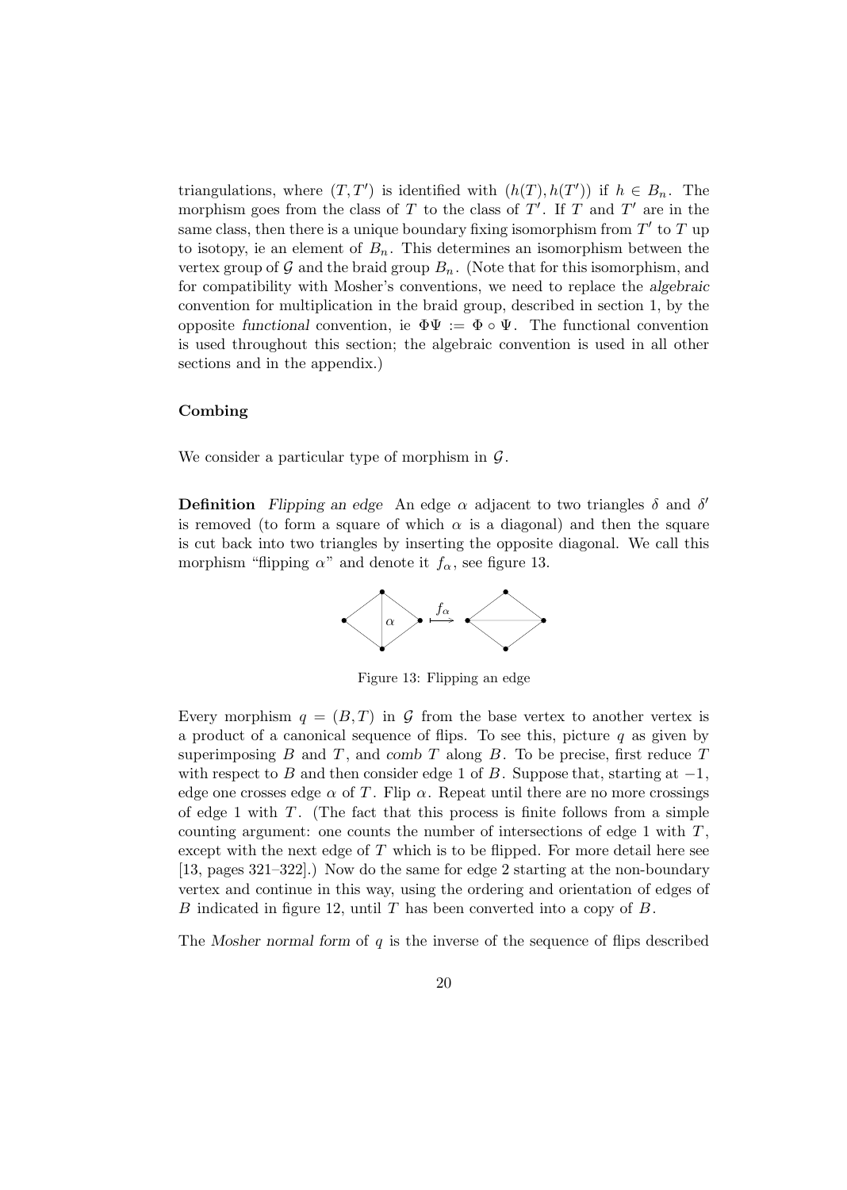triangulations, where $(T, T')$ is identified with $(h(T), h(T'))$ if $h \in B_n$. The morphism goes from the class of $T$ to the class of $T'$. If $T$ and $T'$ are in the same class, then there is a unique boundary fixing isomorphism from $T'$ to $T$ up to isotopy, ie an element of $B_n$. This determines an isomorphism between the vertex group of $\mathcal{G}$ and the braid group $B_n$. (Note that for this isomorphism, and for compatibility with Mosher's conventions, we need to replace the *algebraic* convention for multiplication in the braid group, described in section 1, by the opposite *functional* convention, ie $\Phi\Psi := \Phi \circ \Psi$. The functional convention is used throughout this section; the algebraic convention is used in all other sections and in the appendix.)

### Combing

We consider a particular type of morphism in $\mathcal{G}$.

**Definition** *Flipping an edge* An edge $\alpha$ adjacent to two triangles $\delta$ and $\delta'$ is removed (to form a square of which $\alpha$ is a diagonal) and then the square is cut back into two triangles by inserting the opposite diagonal. We call this morphism "flipping $\alpha$" and denote it $f_\alpha$, see figure 13.

Figure 13: Flipping an edge

Every morphism $q = (B, T)$ in $\mathcal{G}$ from the base vertex to another vertex is a product of a canonical sequence of flips. To see this, picture $q$ as given by superimposing $B$ and $T$, and *comb* $T$ along $B$. To be precise, first reduce $T$ with respect to $B$ and then consider edge 1 of $B$. Suppose that, starting at $-1$, edge one crosses edge $\alpha$ of $T$. Flip $\alpha$. Repeat until there are no more crossings of edge 1 with $T$. (The fact that this process is finite follows from a simple counting argument: one counts the number of intersections of edge 1 with $T$, except with the next edge of $T$ which is to be flipped. For more detail here see [13, pages 321–322].) Now do the same for edge 2 starting at the non-boundary vertex and continue in this way, using the ordering and orientation of edges of $B$ indicated in figure 12, until $T$ has been converted into a copy of $B$.

The *Mosher normal form* of $q$ is the inverse of the sequence of flips described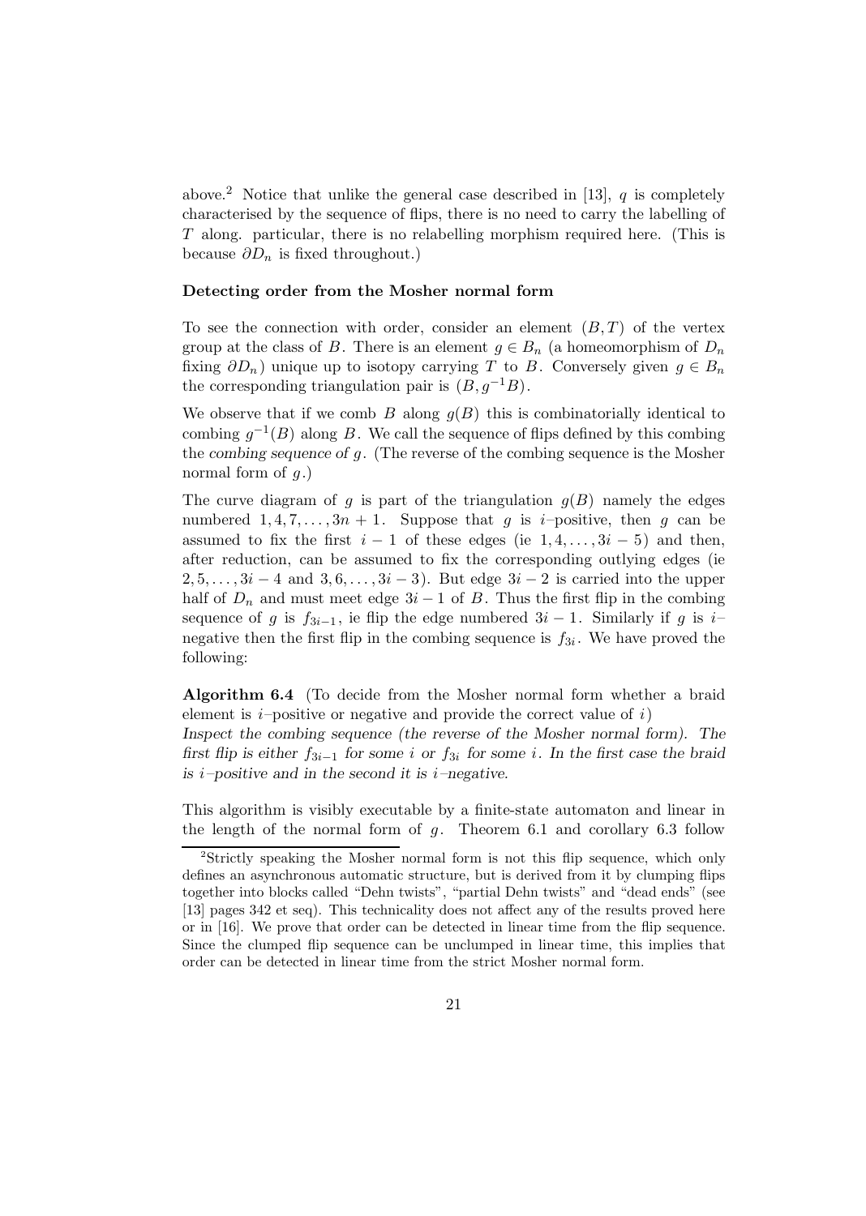above.[2] Notice that unlike the general case described in [13], $q$ is completely characterised by the sequence of flips, there is no need to carry the labelling of $T$ along. particular, there is no relabelling morphism required here. (This is because $\partial D_n$ is fixed throughout.)

### Detecting order from the Mosher normal form

To see the connection with order, consider an element $(B, T)$ of the vertex group at the class of $B$. There is an element $g \in B_n$ (a homeomorphism of $D_n$ fixing $\partial D_n$) unique up to isotopy carrying $T$ to $B$. Conversely given $g \in B_n$ the corresponding triangulation pair is $(B, g^{-1}B)$.

We observe that if we comb $B$ along $g(B)$ this is combinatorially identical to combing $g^{-1}(B)$ along $B$. We call the sequence of flips defined by this combing the *combing sequence of* $g$. (The reverse of the combing sequence is the Mosher normal form of $g$.)

The curve diagram of $g$ is part of the triangulation $g(B)$ namely the edges numbered $1, 4, 7, \ldots, 3n+1$. Suppose that $g$ is $i$–positive, then $g$ can be assumed to fix the first $i-1$ of these edges (ie $1, 4, \ldots, 3i-5$) and then, after reduction, can be assumed to fix the corresponding outlying edges (ie $2, 5, \ldots, 3i-4$ and $3, 6, \ldots, 3i-3$). But edge $3i-2$ is carried into the upper half of $D_n$ and must meet edge $3i-1$ of $B$. Thus the first flip in the combing sequence of $g$ is $f_{3i-1}$, ie flip the edge numbered $3i-1$. Similarly if $g$ is $i$–negative then the first flip in the combing sequence is $f_{3i}$. We have proved the following:

**Algorithm 6.4** (To decide from the Mosher normal form whether a braid element is $i$–positive or negative and provide the correct value of $i$)
*Inspect the combing sequence (the reverse of the Mosher normal form). The first flip is either $f_{3i-1}$ for some $i$ or $f_{3i}$ for some $i$. In the first case the braid is $i$–positive and in the second it is $i$–negative.*

This algorithm is visibly executable by a finite-state automaton and linear in the length of the normal form of $g$. Theorem 6.1 and corollary 6.3 follow

[2] Strictly speaking the Mosher normal form is not this flip sequence, which only defines an asynchronous automatic structure, but is derived from it by clumping flips together into blocks called "Dehn twists", "partial Dehn twists" and "dead ends" (see [13] pages 342 et seq). This technicality does not affect any of the results proved here or in [16]. We prove that order can be detected in linear time from the flip sequence. Since the clumped flip sequence can be unclumped in linear time, this implies that order can be detected in linear time from the strict Mosher normal form.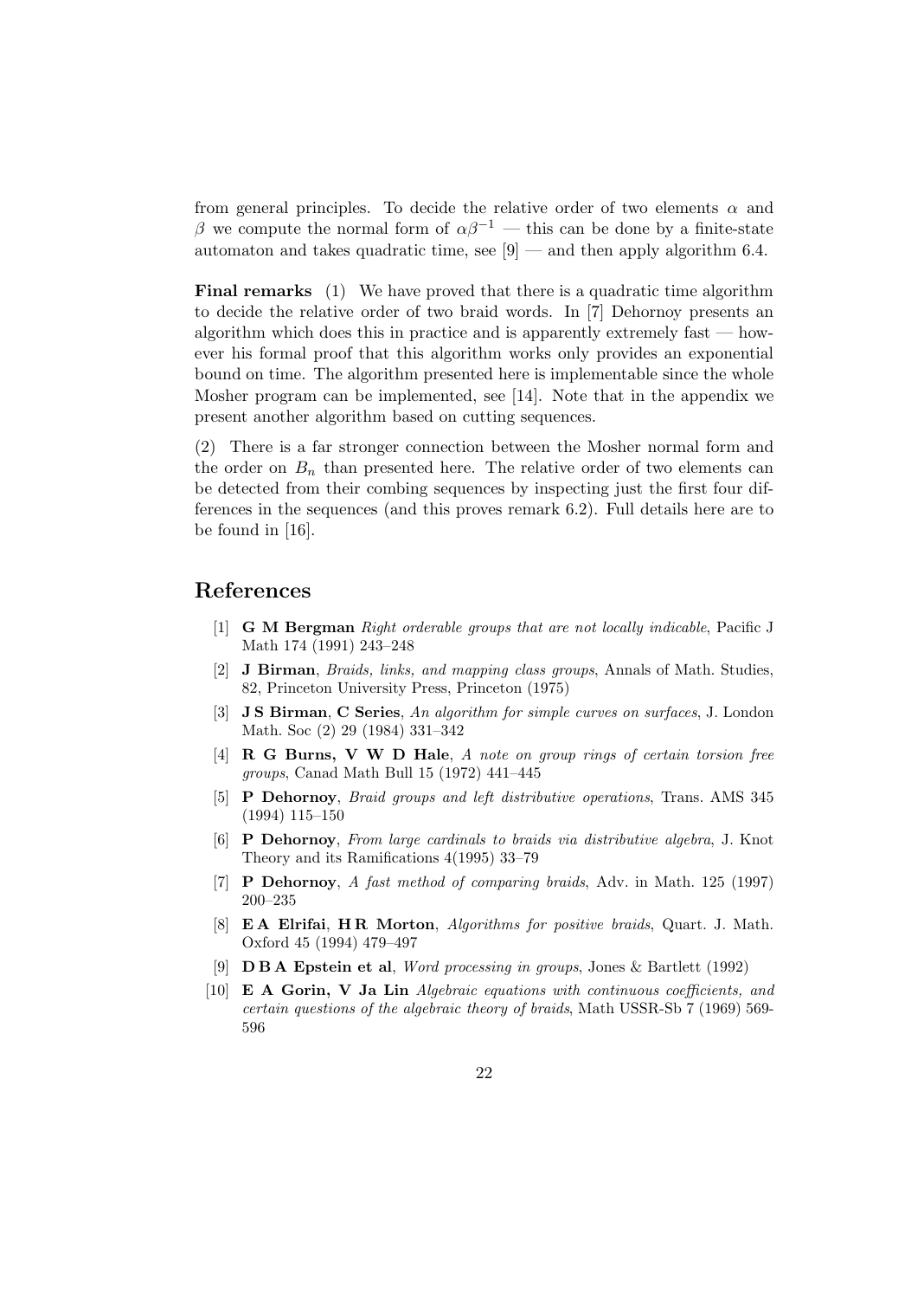from general principles. To decide the relative order of two elements $\alpha$ and $\beta$ we compute the normal form of $\alpha\beta^{-1}$ — this can be done by a finite-state automaton and takes quadratic time, see [9] — and then apply algorithm 6.4.

**Final remarks** (1) We have proved that there is a quadratic time algorithm to decide the relative order of two braid words. In [7] Dehornoy presents an algorithm which does this in practice and is apparently extremely fast — however his formal proof that this algorithm works only provides an exponential bound on time. The algorithm presented here is implementable since the whole Mosher program can be implemented, see [14]. Note that in the appendix we present another algorithm based on cutting sequences.

(2) There is a far stronger connection between the Mosher normal form and the order on $B_n$ than presented here. The relative order of two elements can be detected from their combing sequences by inspecting just the first four differences in the sequences (and this proves remark 6.2). Full details here are to be found in [16].

## References

[1] **G M Bergman** *Right orderable groups that are not locally indicable*, Pacific J Math 174 (1991) 243–248

[2] **J Birman**, *Braids, links, and mapping class groups*, Annals of Math. Studies, 82, Princeton University Press, Princeton (1975)

[3] **J S Birman**, **C Series**, *An algorithm for simple curves on surfaces*, J. London Math. Soc (2) 29 (1984) 331–342

[4] **R G Burns, V W D Hale**, *A note on group rings of certain torsion free groups*, Canad Math Bull 15 (1972) 441–445

[5] **P Dehornoy**, *Braid groups and left distributive operations*, Trans. AMS 345 (1994) 115–150

[6] **P Dehornoy**, *From large cardinals to braids via distributive algebra*, J. Knot Theory and its Ramifications 4(1995) 33–79

[7] **P Dehornoy**, *A fast method of comparing braids*, Adv. in Math. 125 (1997) 200–235

[8] **E A Elrifai**, **H R Morton**, *Algorithms for positive braids*, Quart. J. Math. Oxford 45 (1994) 479–497

[9] **D B A Epstein et al**, *Word processing in groups*, Jones & Bartlett (1992)

[10] **E A Gorin, V Ja Lin** *Algebraic equations with continuous coefficients, and certain questions of the algebraic theory of braids*, Math USSR-Sb 7 (1969) 569-596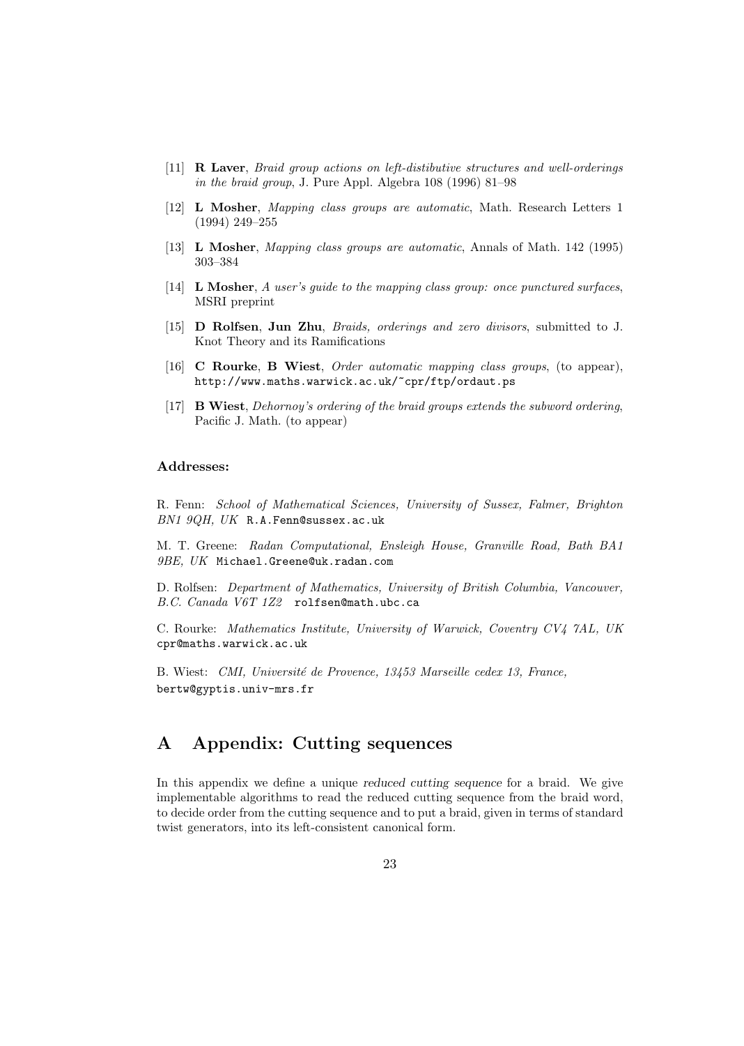[11] **R Laver**, *Braid group actions on left-distibutive structures and well-orderings in the braid group*, J. Pure Appl. Algebra 108 (1996) 81–98

[12] **L Mosher**, *Mapping class groups are automatic*, Math. Research Letters 1 (1994) 249–255

[13] **L Mosher**, *Mapping class groups are automatic*, Annals of Math. 142 (1995) 303–384

[14] **L Mosher**, *A user's guide to the mapping class group: once punctured surfaces*, MSRI preprint

[15] **D Rolfsen**, **Jun Zhu**, *Braids, orderings and zero divisors*, submitted to J. Knot Theory and its Ramifications

[16] **C Rourke**, **B Wiest**, *Order automatic mapping class groups*, (to appear), `http://www.maths.warwick.ac.uk/~cpr/ftp/ordaut.ps`

[17] **B Wiest**, *Dehornoy's ordering of the braid groups extends the subword ordering*, Pacific J. Math. (to appear)

**Addresses:**

R. Fenn: *School of Mathematical Sciences, University of Sussex, Falmer, Brighton BN1 9QH, UK* `R.A.Fenn@sussex.ac.uk`

M. T. Greene: *Radan Computational, Ensleigh House, Granville Road, Bath BA1 9BE, UK* `Michael.Greene@uk.radan.com`

D. Rolfsen: *Department of Mathematics, University of British Columbia, Vancouver, B.C. Canada V6T 1Z2* `rolfsen@math.ubc.ca`

C. Rourke: *Mathematics Institute, University of Warwick, Coventry CV4 7AL, UK* `cpr@maths.warwick.ac.uk`

B. Wiest: *CMI, Université de Provence, 13453 Marseille cedex 13, France,* `bertw@gyptis.univ-mrs.fr`

# A Appendix: Cutting sequences

In this appendix we define a unique *reduced cutting sequence* for a braid. We give implementable algorithms to read the reduced cutting sequence from the braid word, to decide order from the cutting sequence and to put a braid, given in terms of standard twist generators, into its left-consistent canonical form.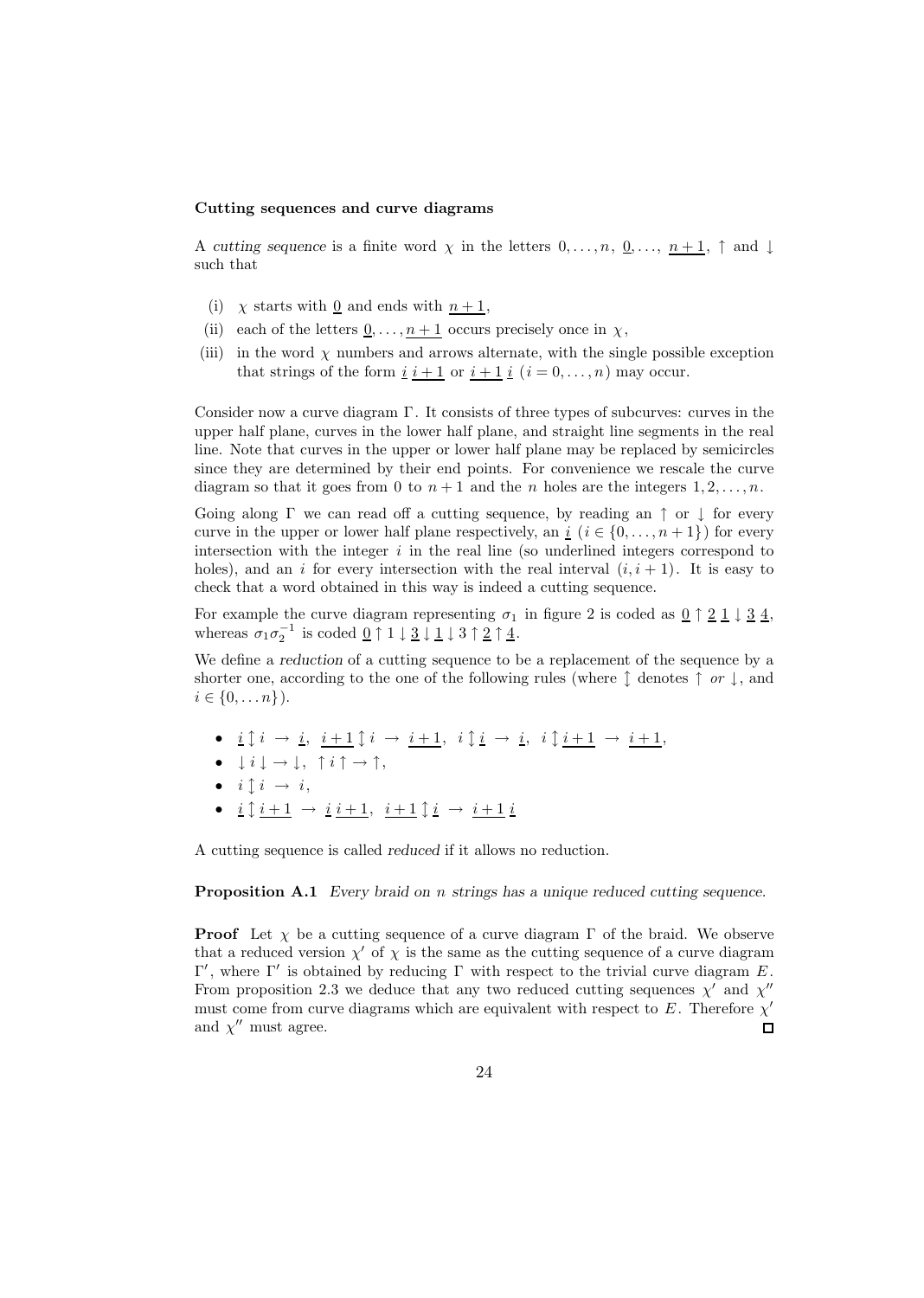**Cutting sequences and curve diagrams**

A *cutting sequence* is a finite word $\chi$ in the letters $0, \ldots, n$, $\underline{0}, \ldots, \underline{n+1}$, $\uparrow$ and $\downarrow$ such that

- (i) $\chi$ starts with $\underline{0}$ and ends with $\underline{n+1}$,
- (ii) each of the letters $\underline{0}, \ldots, \underline{n+1}$ occurs precisely once in $\chi$,
- (iii) in the word $\chi$ numbers and arrows alternate, with the single possible exception that strings of the form $\underline{i}\,\underline{i+1}$ or $\underline{i+1}\,\underline{i}$ $(i = 0, \ldots, n)$ may occur.

Consider now a curve diagram $\Gamma$. It consists of three types of subcurves: curves in the upper half plane, curves in the lower half plane, and straight line segments in the real line. Note that curves in the upper or lower half plane may be replaced by semicircles since they are determined by their end points. For convenience we rescale the curve diagram so that it goes from 0 to $n+1$ and the $n$ holes are the integers $1, 2, \ldots, n$.

Going along $\Gamma$ we can read off a cutting sequence, by reading an $\uparrow$ or $\downarrow$ for every curve in the upper or lower half plane respectively, an $\underline{i}$ $(i \in \{0, \ldots, n+1\})$ for every intersection with the integer $i$ in the real line (so underlined integers correspond to holes), and an $i$ for every intersection with the real interval $(i, i+1)$. It is easy to check that a word obtained in this way is indeed a cutting sequence.

For example the curve diagram representing $\sigma_1$ in figure 2 is coded as $\underline{0} \uparrow \underline{2}\,\underline{1} \downarrow \underline{3}\,\underline{4}$, whereas $\sigma_1 \sigma_2^{-1}$ is coded $\underline{0} \uparrow 1 \downarrow \underline{3} \downarrow \underline{1} \downarrow 3 \uparrow \underline{2} \uparrow \underline{4}$.

We define a *reduction* of a cutting sequence to be a replacement of the sequence by a shorter one, according to the one of the following rules (where $\updownarrow$ denotes $\uparrow$ *or* $\downarrow$, and $i \in \{0, \ldots n\}$).

- $\underline{i} \updownarrow i \;\to\; \underline{i}$, $\;\underline{i+1} \updownarrow i \;\to\; \underline{i+1}$, $\;i \updownarrow \underline{i} \;\to\; \underline{i}$, $\;i \updownarrow \underline{i+1} \;\to\; \underline{i+1}$,
- $\downarrow i \downarrow \;\to\; \downarrow$, $\;\uparrow i \uparrow \;\to\; \uparrow$,
- $i \updownarrow i \;\to\; i$,
- $\underline{i} \updownarrow \underline{i+1} \;\to\; \underline{i}\,\underline{i+1}$, $\;\underline{i+1} \updownarrow \underline{i} \;\to\; \underline{i+1}\,\underline{i}$

A cutting sequence is called *reduced* if it allows no reduction.

**Proposition A.1** *Every braid on n strings has a unique reduced cutting sequence.*

**Proof** Let $\chi$ be a cutting sequence of a curve diagram $\Gamma$ of the braid. We observe that a reduced version $\chi'$ of $\chi$ is the same as the cutting sequence of a curve diagram $\Gamma'$, where $\Gamma'$ is obtained by reducing $\Gamma$ with respect to the trivial curve diagram $E$. From proposition 2.3 we deduce that any two reduced cutting sequences $\chi'$ and $\chi''$ must come from curve diagrams which are equivalent with respect to $E$. Therefore $\chi'$ and $\chi''$ must agree. □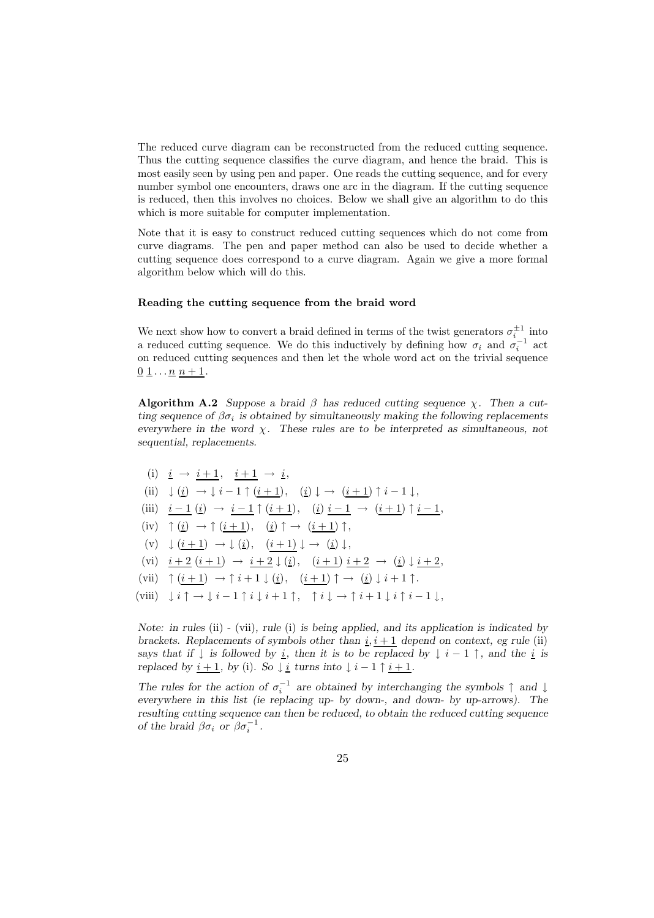The reduced curve diagram can be reconstructed from the reduced cutting sequence. Thus the cutting sequence classifies the curve diagram, and hence the braid. This is most easily seen by using pen and paper. One reads the cutting sequence, and for every number symbol one encounters, draws one arc in the diagram. If the cutting sequence is reduced, then this involves no choices. Below we shall give an algorithm to do this which is more suitable for computer implementation.

Note that it is easy to construct reduced cutting sequences which do not come from curve diagrams. The pen and paper method can also be used to decide whether a cutting sequence does correspond to a curve diagram. Again we give a more formal algorithm below which will do this.

#### Reading the cutting sequence from the braid word

We next show how to convert a braid defined in terms of the twist generators $\sigma_i^{\pm 1}$ into a reduced cutting sequence. We do this inductively by defining how $\sigma_i$ and $\sigma_i^{-1}$ act on reduced cutting sequences and then let the whole word act on the trivial sequence $\underline{0}\,\underline{1}\ldots\underline{n}\,\underline{n+1}$.

**Algorithm A.2** *Suppose a braid $\beta$ has reduced cutting sequence $\chi$. Then a cutting sequence of $\beta\sigma_i$ is obtained by simultaneously making the following replacements everywhere in the word $\chi$. These rules are to be interpreted as simultaneous, not sequential, replacements.*

(i) $\underline{i} \to \underline{i+1}, \quad \underline{i+1} \to \underline{i},$

(ii) $\downarrow (\underline{i}) \to \downarrow i-1 \uparrow (\underline{i+1}), \quad (\underline{i}) \downarrow \to (\underline{i+1}) \uparrow i-1 \downarrow,$

(iii) $\underline{i-1}\, (\underline{i}) \to \underline{i-1} \uparrow (\underline{i+1}), \quad (\underline{i})\, \underline{i-1} \to (\underline{i+1}) \uparrow \underline{i-1},$

(iv) $\uparrow (\underline{i}) \to \uparrow (\underline{i+1}), \quad (\underline{i}) \uparrow \to (\underline{i+1}) \uparrow,$

(v) $\downarrow (\underline{i+1}) \to \downarrow (\underline{i}), \quad (\underline{i+1}) \downarrow \to (\underline{i}) \downarrow,$

(vi) $\underline{i+2}\, (\underline{i+1}) \to \underline{i+2} \downarrow (\underline{i}), \quad (\underline{i+1})\, \underline{i+2} \to (\underline{i}) \downarrow \underline{i+2},$

(vii) $\uparrow (\underline{i+1}) \to \uparrow i+1 \downarrow (\underline{i}), \quad (\underline{i+1}) \uparrow \to (\underline{i}) \downarrow i+1 \uparrow.$

(viii) $\downarrow i \uparrow \to \downarrow i-1 \uparrow i \downarrow i+1 \uparrow, \quad \uparrow i \downarrow \to \uparrow i+1 \downarrow i \uparrow i-1 \downarrow,$

*Note: in rules* (ii) - (vii)*, rule* (i) *is being applied, and its application is indicated by brackets. Replacements of symbols other than $\underline{i}, \underline{i+1}$ depend on context, eg rule* (ii) *says that if $\downarrow$ is followed by $\underline{i}$, then it is to be replaced by $\downarrow i-1 \uparrow$, and the $\underline{i}$ is replaced by $\underline{i+1}$, by* (i)*. So $\downarrow \underline{i}$ turns into $\downarrow i-1 \uparrow \underline{i+1}$.*

*The rules for the action of $\sigma_i^{-1}$ are obtained by interchanging the symbols $\uparrow$ and $\downarrow$ everywhere in this list (ie replacing up- by down-, and down- by up-arrows). The resulting cutting sequence can then be reduced, to obtain the reduced cutting sequence of the braid $\beta\sigma_i$ or $\beta\sigma_i^{-1}$.*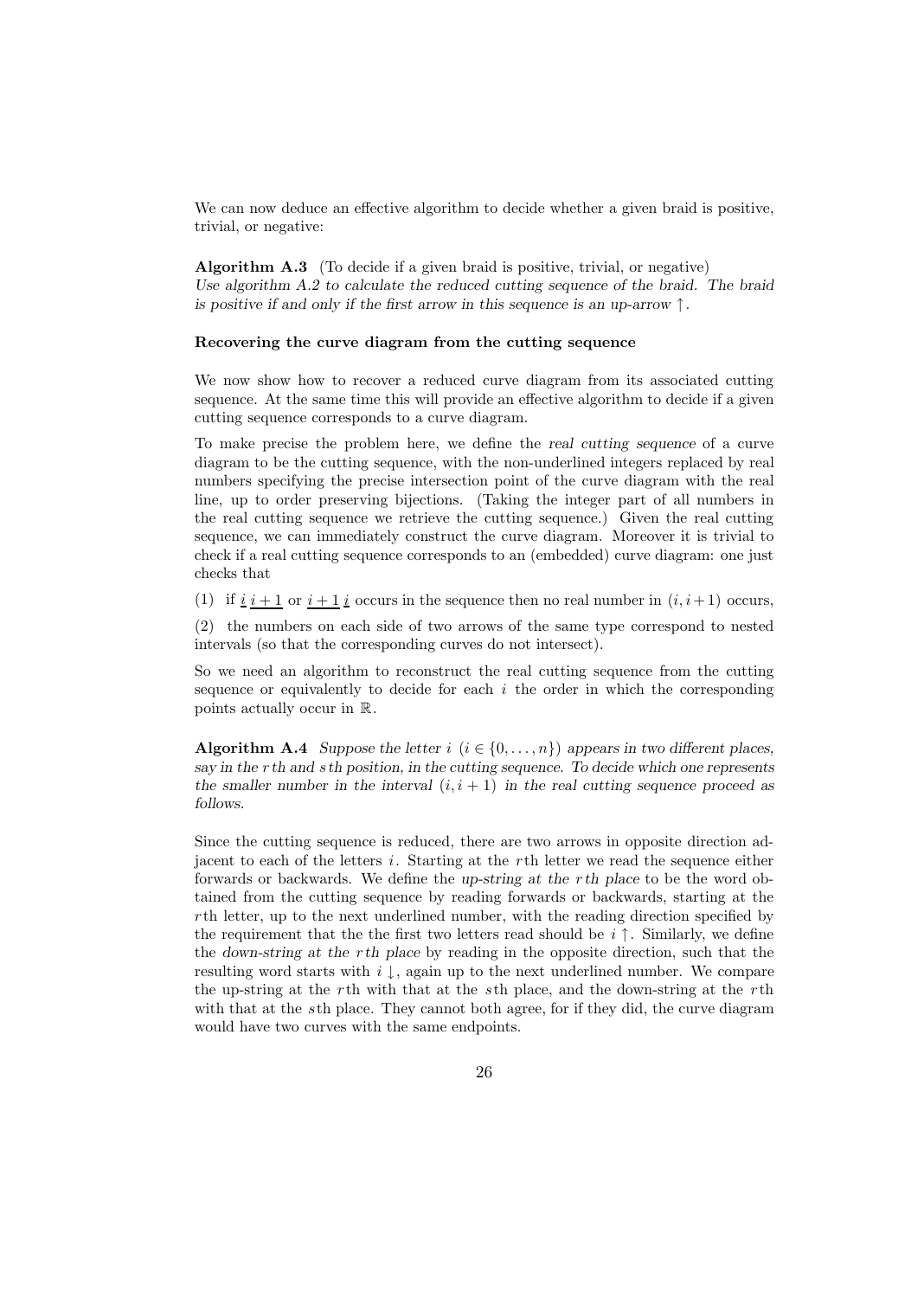We can now deduce an effective algorithm to decide whether a given braid is positive, trivial, or negative:

**Algorithm A.3** (To decide if a given braid is positive, trivial, or negative) *Use algorithm A.2 to calculate the reduced cutting sequence of the braid. The braid is positive if and only if the first arrow in this sequence is an up-arrow* $\uparrow$.

#### Recovering the curve diagram from the cutting sequence

We now show how to recover a reduced curve diagram from its associated cutting sequence. At the same time this will provide an effective algorithm to decide if a given cutting sequence corresponds to a curve diagram.

To make precise the problem here, we define the *real cutting sequence* of a curve diagram to be the cutting sequence, with the non-underlined integers replaced by real numbers specifying the precise intersection point of the curve diagram with the real line, up to order preserving bijections. (Taking the integer part of all numbers in the real cutting sequence we retrieve the cutting sequence.) Given the real cutting sequence, we can immediately construct the curve diagram. Moreover it is trivial to check if a real cutting sequence corresponds to an (embedded) curve diagram: one just checks that

(1) if $\underline{i}\,\underline{i+1}$ or $\underline{i+1}\,\underline{i}$ occurs in the sequence then no real number in $(i, i+1)$ occurs,

(2) the numbers on each side of two arrows of the same type correspond to nested intervals (so that the corresponding curves do not intersect).

So we need an algorithm to reconstruct the real cutting sequence from the cutting sequence or equivalently to decide for each $i$ the order in which the corresponding points actually occur in $\mathbb{R}$.

**Algorithm A.4** *Suppose the letter $i$ ($i \in \{0, \ldots, n\}$) appears in two different places, say in the $r$th and $s$th position, in the cutting sequence. To decide which one represents the smaller number in the interval $(i, i+1)$ in the real cutting sequence proceed as follows.*

Since the cutting sequence is reduced, there are two arrows in opposite direction adjacent to each of the letters $i$. Starting at the $r$th letter we read the sequence either forwards or backwards. We define the *up-string at the $r$th place* to be the word obtained from the cutting sequence by reading forwards or backwards, starting at the $r$th letter, up to the next underlined number, with the reading direction specified by the requirement that the the first two letters read should be $i\uparrow$. Similarly, we define the *down-string at the $r$th place* by reading in the opposite direction, such that the resulting word starts with $i\downarrow$, again up to the next underlined number. We compare the up-string at the $r$th with that at the $s$th place, and the down-string at the $r$th with that at the $s$th place. They cannot both agree, for if they did, the curve diagram would have two curves with the same endpoints.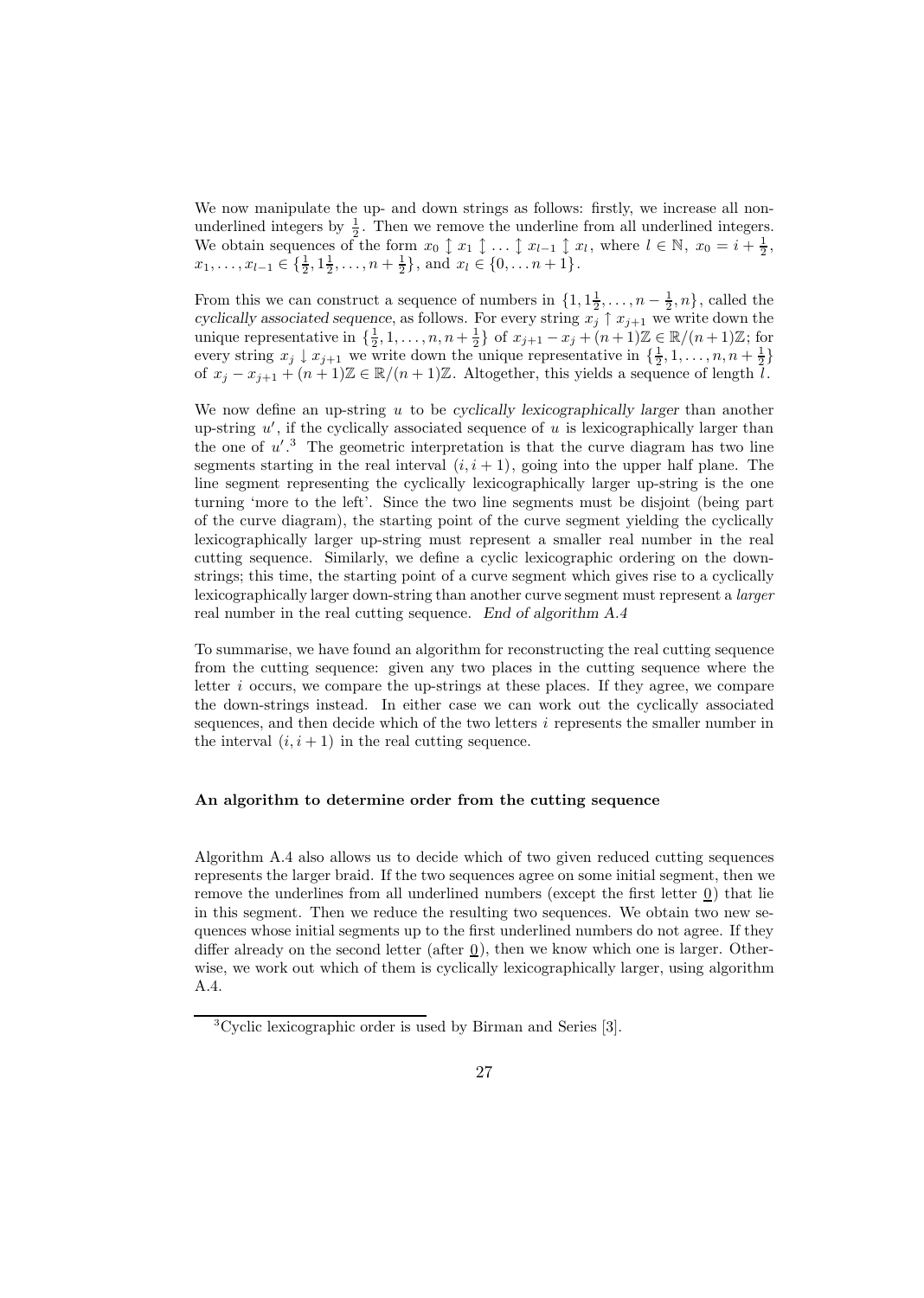We now manipulate the up- and down strings as follows: firstly, we increase all non-underlined integers by $\frac{1}{2}$. Then we remove the underline from all underlined integers. We obtain sequences of the form $x_0 \updownarrow x_1 \updownarrow \ldots \updownarrow x_{l-1} \updownarrow x_l$, where $l \in \mathbb{N}$, $x_0 = i + \frac{1}{2}$, $x_1, \ldots, x_{l-1} \in \{\frac{1}{2}, 1\frac{1}{2}, \ldots, n + \frac{1}{2}\}$, and $x_l \in \{0, \ldots n+1\}$.

From this we can construct a sequence of numbers in $\{1, 1\frac{1}{2}, \ldots, n - \frac{1}{2}, n\}$, called the *cyclically associated sequence*, as follows. For every string $x_j \uparrow x_{j+1}$ we write down the unique representative in $\{\frac{1}{2}, 1, \ldots, n, n + \frac{1}{2}\}$ of $x_{j+1} - x_j + (n+1)\mathbb{Z} \in \mathbb{R}/(n+1)\mathbb{Z}$; for every string $x_j \downarrow x_{j+1}$ we write down the unique representative in $\{\frac{1}{2}, 1, \ldots, n, n + \frac{1}{2}\}$ of $x_j - x_{j+1} + (n+1)\mathbb{Z} \in \mathbb{R}/(n+1)\mathbb{Z}$. Altogether, this yields a sequence of length $l$.

We now define an up-string $u$ to be *cyclically lexicographically larger* than another up-string $u'$, if the cyclically associated sequence of $u$ is lexicographically larger than the one of $u'$.[3] The geometric interpretation is that the curve diagram has two line segments starting in the real interval $(i, i+1)$, going into the upper half plane. The line segment representing the cyclically lexicographically larger up-string is the one turning 'more to the left'. Since the two line segments must be disjoint (being part of the curve diagram), the starting point of the curve segment yielding the cyclically lexicographically larger up-string must represent a smaller real number in the real cutting sequence. Similarly, we define a cyclic lexicographic ordering on the down-strings; this time, the starting point of a curve segment which gives rise to a cyclically lexicographically larger down-string than another curve segment must represent a *larger* real number in the real cutting sequence. *End of algorithm A.4*

To summarise, we have found an algorithm for reconstructing the real cutting sequence from the cutting sequence: given any two places in the cutting sequence where the letter $i$ occurs, we compare the up-strings at these places. If they agree, we compare the down-strings instead. In either case we can work out the cyclically associated sequences, and then decide which of the two letters $i$ represents the smaller number in the interval $(i, i+1)$ in the real cutting sequence.

### An algorithm to determine order from the cutting sequence

Algorithm A.4 also allows us to decide which of two given reduced cutting sequences represents the larger braid. If the two sequences agree on some initial segment, then we remove the underlines from all underlined numbers (except the first letter $\underline{0}$) that lie in this segment. Then we reduce the resulting two sequences. We obtain two new sequences whose initial segments up to the first underlined numbers do not agree. If they differ already on the second letter (after $\underline{0}$), then we know which one is larger. Otherwise, we work out which of them is cyclically lexicographically larger, using algorithm A.4.

[3] Cyclic lexicographic order is used by Birman and Series [3].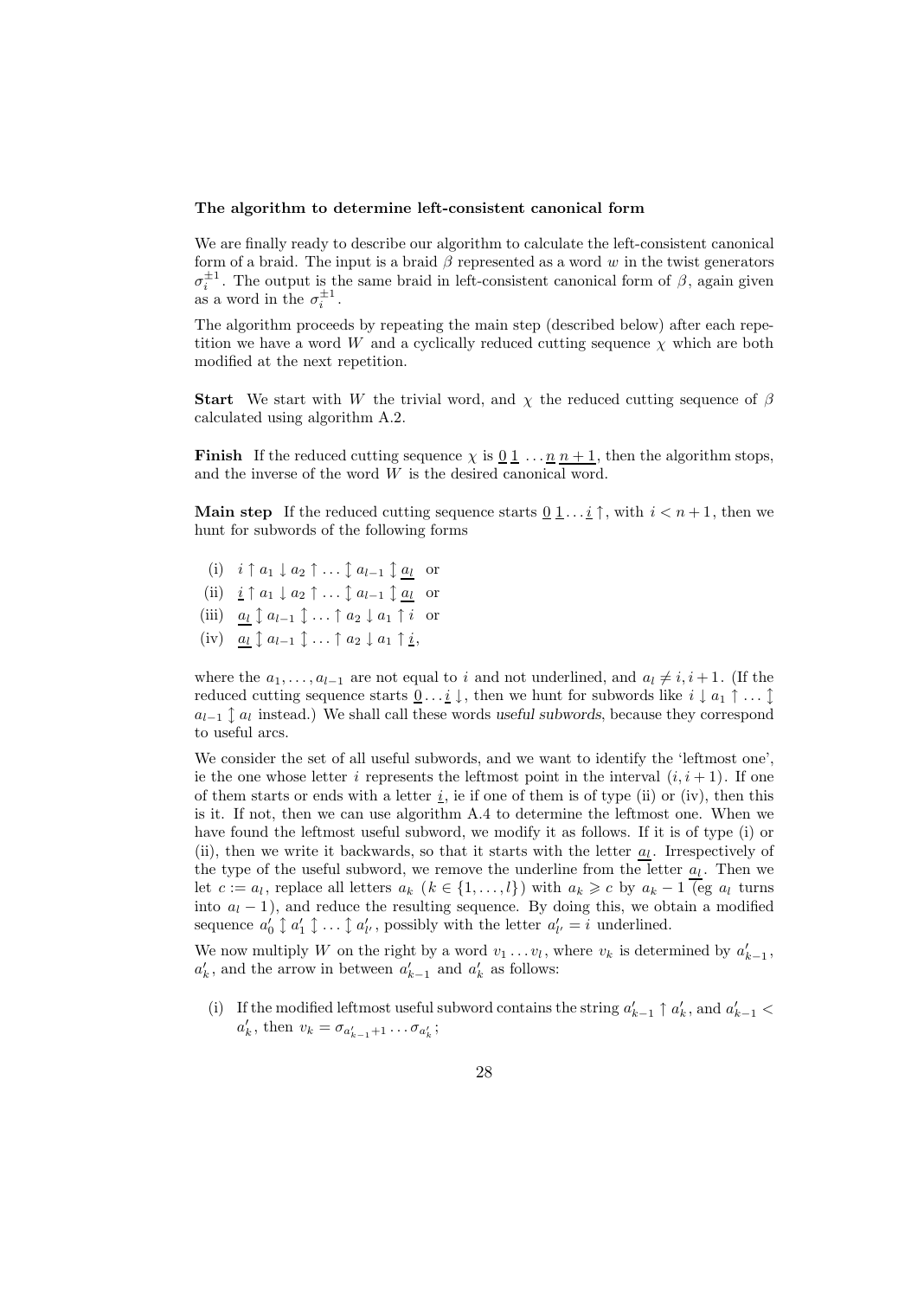**The algorithm to determine left-consistent canonical form**

We are finally ready to describe our algorithm to calculate the left-consistent canonical form of a braid. The input is a braid $\beta$ represented as a word $w$ in the twist generators $\sigma_i^{\pm 1}$. The output is the same braid in left-consistent canonical form of $\beta$, again given as a word in the $\sigma_i^{\pm 1}$.

The algorithm proceeds by repeating the main step (described below) after each repetition we have a word $W$ and a cyclically reduced cutting sequence $\chi$ which are both modified at the next repetition.

**Start** We start with $W$ the trivial word, and $\chi$ the reduced cutting sequence of $\beta$ calculated using algorithm A.2.

**Finish** If the reduced cutting sequence $\chi$ is $\underline{0}\,\underline{1}\,\ldots\underline{n}\,\underline{n+1}$, then the algorithm stops, and the inverse of the word $W$ is the desired canonical word.

**Main step** If the reduced cutting sequence starts $\underline{0}\,\underline{1}\ldots\underline{i}\uparrow$, with $i < n+1$, then we hunt for subwords of the following forms

(i) $i \uparrow a_1 \downarrow a_2 \uparrow \ldots \updownarrow a_{l-1} \updownarrow \underline{a_l}$ or

(ii) $\underline{i} \uparrow a_1 \downarrow a_2 \uparrow \ldots \updownarrow a_{l-1} \updownarrow \underline{a_l}$ or

(iii) $\underline{a_l} \updownarrow a_{l-1} \updownarrow \ldots \uparrow a_2 \downarrow a_1 \uparrow i$ or

(iv) $\underline{a_l} \updownarrow a_{l-1} \updownarrow \ldots \uparrow a_2 \downarrow a_1 \uparrow \underline{i}$,

where the $a_1, \ldots, a_{l-1}$ are not equal to $i$ and not underlined, and $a_l \neq i, i+1$. (If the reduced cutting sequence starts $\underline{0}\ldots\underline{i}\downarrow$, then we hunt for subwords like $i \downarrow a_1 \uparrow \ldots \updownarrow a_{l-1} \updownarrow a_l$ instead.) We shall call these words *useful subwords*, because they correspond to useful arcs.

We consider the set of all useful subwords, and we want to identify the 'leftmost one', ie the one whose letter $i$ represents the leftmost point in the interval $(i, i+1)$. If one of them starts or ends with a letter $\underline{i}$, ie if one of them is of type (ii) or (iv), then this is it. If not, then we can use algorithm A.4 to determine the leftmost one. When we have found the leftmost useful subword, we modify it as follows. If it is of type (i) or (ii), then we write it backwards, so that it starts with the letter $\underline{a_l}$. Irrespectively of the type of the useful subword, we remove the underline from the letter $\underline{a_l}$. Then we let $c := a_l$, replace all letters $a_k$ ($k \in \{1, \ldots, l\}$) with $a_k \geqslant c$ by $a_k - 1$ (eg $a_l$ turns into $a_l - 1$), and reduce the resulting sequence. By doing this, we obtain a modified sequence $a'_0 \updownarrow a'_1 \updownarrow \ldots \updownarrow a'_{l'}$, possibly with the letter $a'_{l'} = i$ underlined.

We now multiply $W$ on the right by a word $v_1 \ldots v_l$, where $v_k$ is determined by $a'_{k-1}$, $a'_k$, and the arrow in between $a'_{k-1}$ and $a'_k$ as follows:

(i) If the modified leftmost useful subword contains the string $a'_{k-1} \uparrow a'_k$, and $a'_{k-1} < a'_k$, then $v_k = \sigma_{a'_{k-1}+1} \ldots \sigma_{a'_k}$;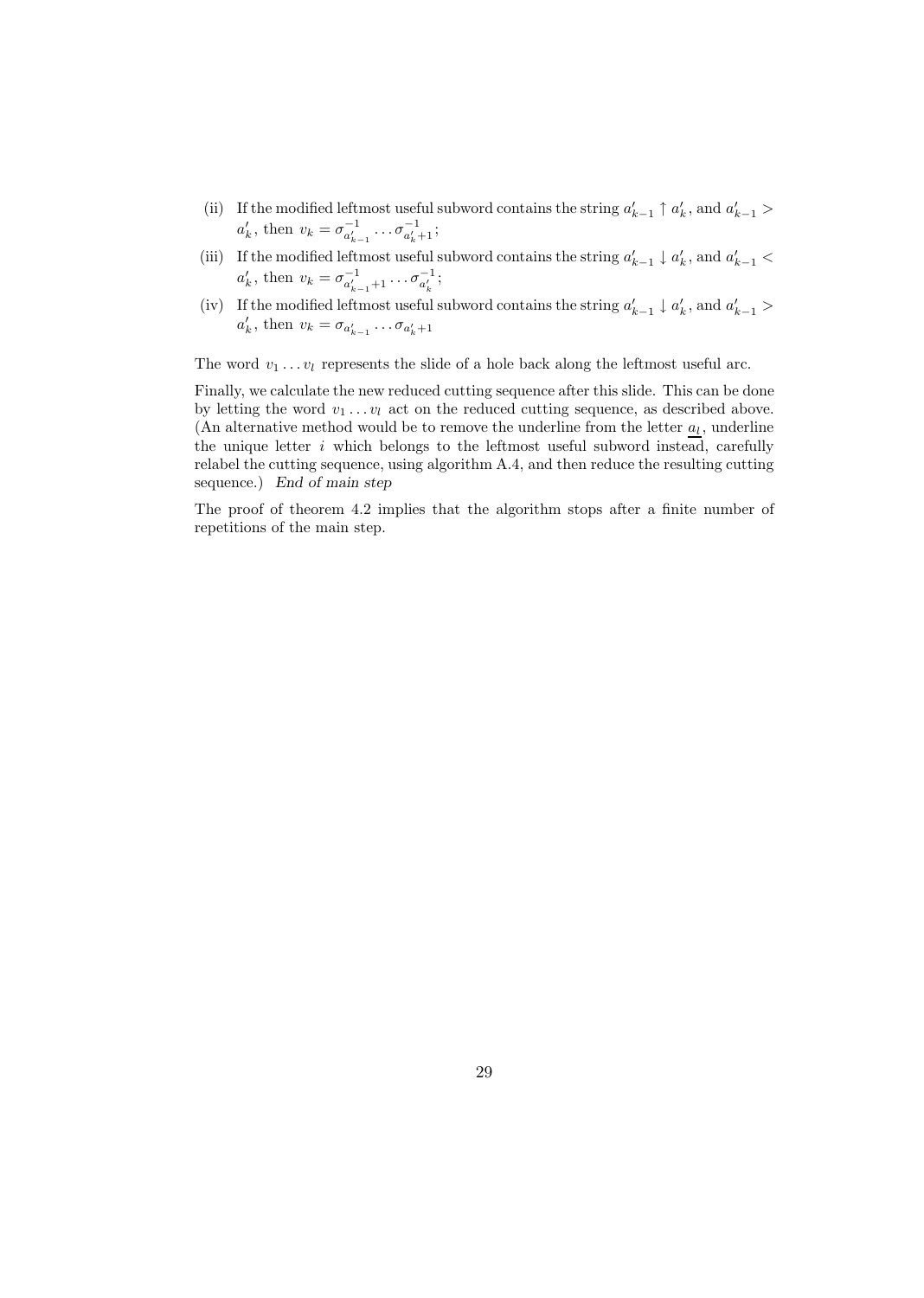(ii) If the modified leftmost useful subword contains the string $a'_{k-1} \uparrow a'_k$, and $a'_{k-1} > a'_k$, then $v_k = \sigma^{-1}_{a'_{k-1}} \dots \sigma^{-1}_{a'_k+1}$;

(iii) If the modified leftmost useful subword contains the string $a'_{k-1} \downarrow a'_k$, and $a'_{k-1} < a'_k$, then $v_k = \sigma^{-1}_{a'_{k-1}+1} \dots \sigma^{-1}_{a'_k}$;

(iv) If the modified leftmost useful subword contains the string $a'_{k-1} \downarrow a'_k$, and $a'_{k-1} > a'_k$, then $v_k = \sigma_{a'_{k-1}} \dots \sigma_{a'_k+1}$

The word $v_1 \dots v_l$ represents the slide of a hole back along the leftmost useful arc.

Finally, we calculate the new reduced cutting sequence after this slide. This can be done by letting the word $v_1 \dots v_l$ act on the reduced cutting sequence, as described above. (An alternative method would be to remove the underline from the letter $\underline{a_l}$, underline the unique letter $i$ which belongs to the leftmost useful subword instead, carefully relabel the cutting sequence, using algorithm A.4, and then reduce the resulting cutting sequence.) *End of main step*

The proof of theorem 4.2 implies that the algorithm stops after a finite number of repetitions of the main step.